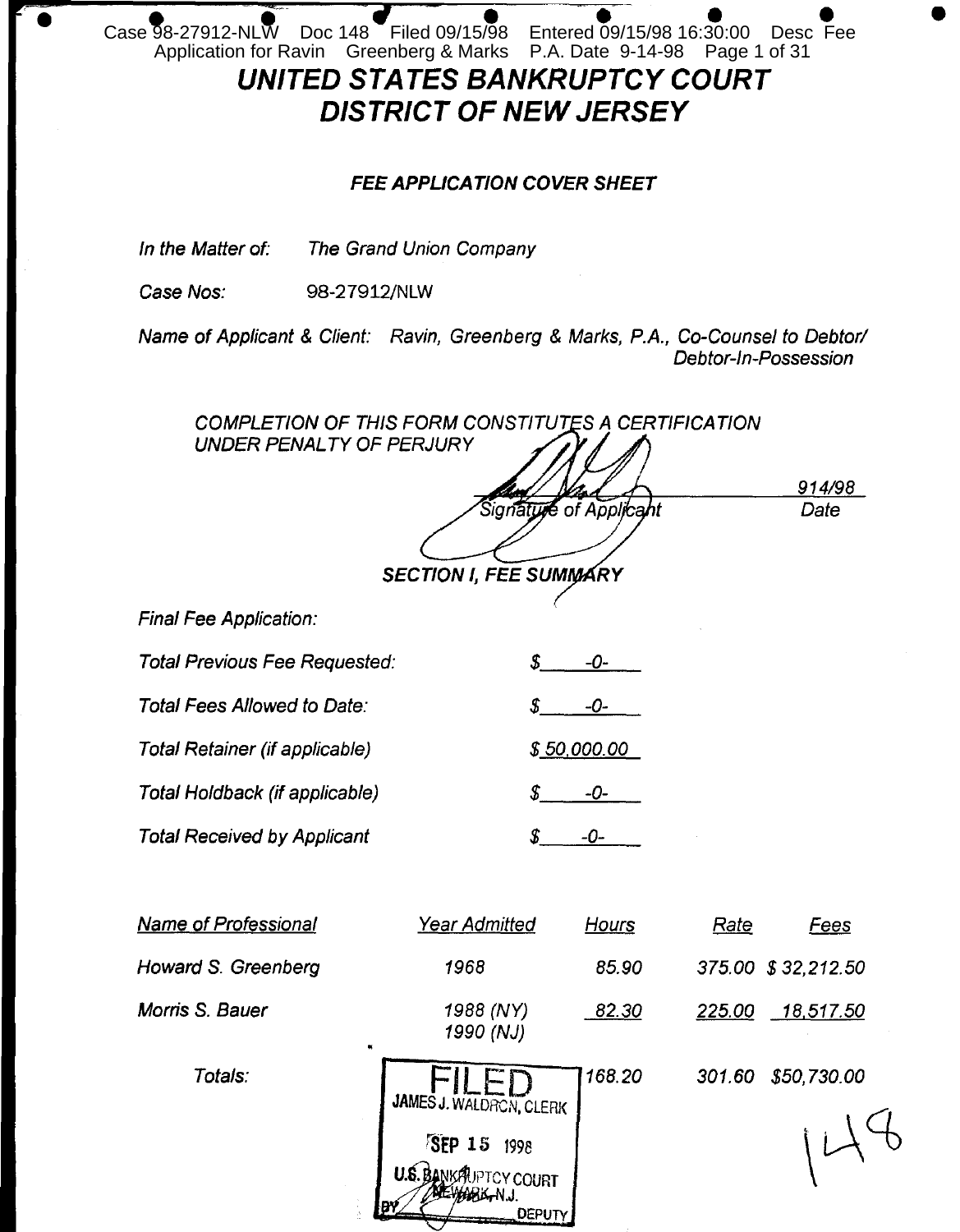# UNITED STATES BANKRUPTCY COURT
# DISTRICT OF NEW JERSEY

### *FEE APPLICATION COVER SHEET*

*In the Matter of:* *The Grand Union Company*

*Case Nos:* 98-27912/NLW

*Name of Applicant & Client:* *Ravin, Greenberg & Marks, P.A., Co-Counsel to Debtor/ Debtor-In-Possession*

*COMPLETION OF THIS FORM CONSTITUTES A CERTIFICATION UNDER PENALTY OF PERJURY*

*Signature of Applicant* — *914/98* *Date*

### *SECTION I, FEE SUMMARY*

*Final Fee Application:*

| | |
|---|---|
| *Total Previous Fee Requested:* | *$ -0-* |
| *Total Fees Allowed to Date:* | *$ -0-* |
| *Total Retainer (if applicable)* | *$ 50,000.00* |
| *Total Holdback (if applicable)* | *$ -0-* |
| *Total Received by Applicant* | *$ -0-* |

| *Name of Professional* | *Year Admitted* | *Hours* | *Rate* | *Fees* |
|---|---|---|---|---|
| *Howard S. Greenberg* | *1968* | *85.90* | *375.00* | *$ 32,212.50* |
| *Morris S. Bauer* | *1988 (NY) 1990 (NJ)* | *82.30* | *225.00* | *18,517.50* |
| *Totals:* | | *168.20* | *301.60* | *$50,730.00* |

FILED
JAMES J. WALDRON, CLERK
SEP 15 1998
U.S. BANKRUPTCY COURT
NEWARK, N.J.
BY DEPUTY

148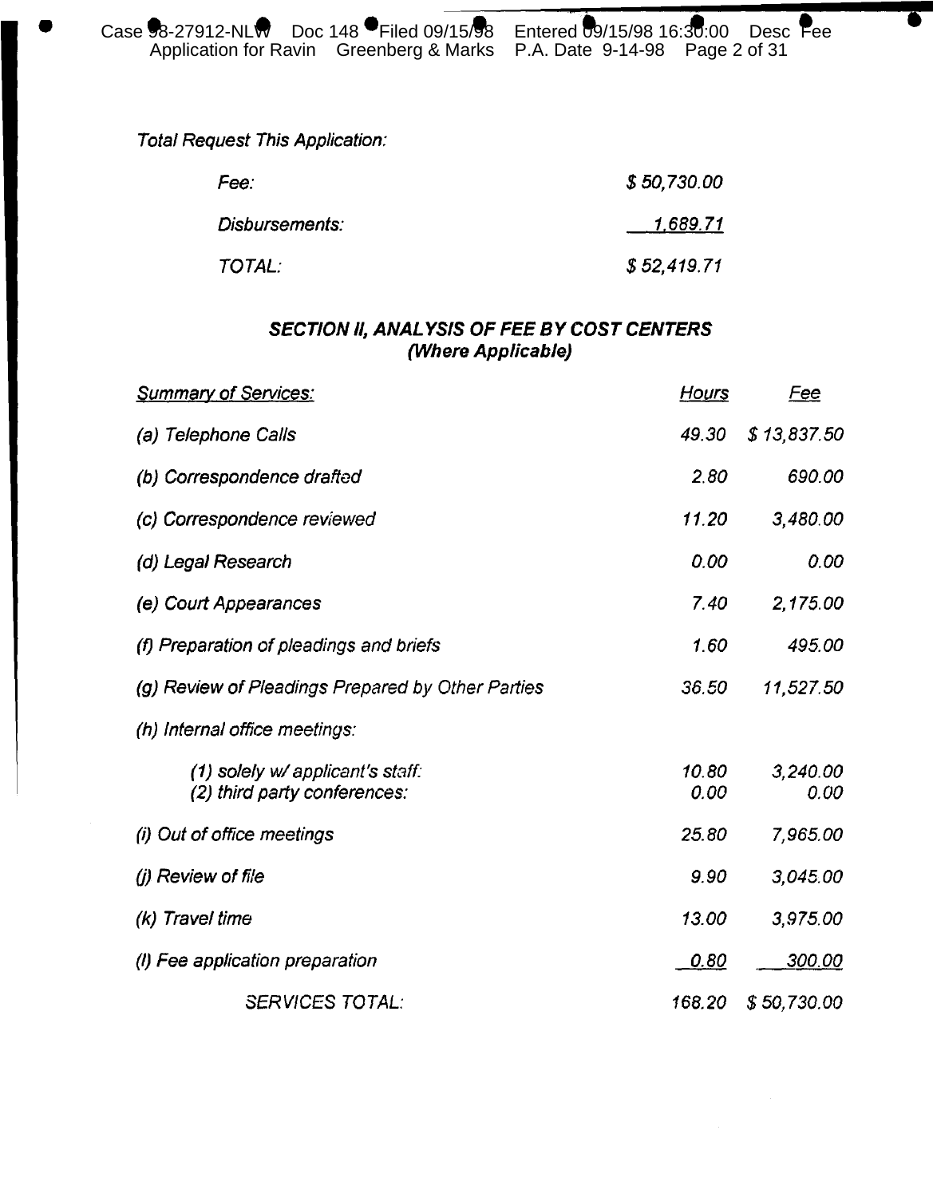*Total Request This Application:*

| | |
|---|---|
| *Fee:* | *$ 50,730.00* |
| *Disbursements:* | *1,689.71* |
| *TOTAL:* | *$ 52,419.71* |

## *SECTION II, ANALYSIS OF FEE BY COST CENTERS (Where Applicable)*

| *Summary of Services:* | *Hours* | *Fee* |
|---|---|---|
| *(a) Telephone Calls* | *49.30* | *$ 13,837.50* |
| *(b) Correspondence drafted* | *2.80* | *690.00* |
| *(c) Correspondence reviewed* | *11.20* | *3,480.00* |
| *(d) Legal Research* | *0.00* | *0.00* |
| *(e) Court Appearances* | *7.40* | *2,175.00* |
| *(f) Preparation of pleadings and briefs* | *1.60* | *495.00* |
| *(g) Review of Pleadings Prepared by Other Parties* | *36.50* | *11,527.50* |
| *(h) Internal office meetings:* | | |
| *(1) solely w/ applicant's staff:* | *10.80* | *3,240.00* |
| *(2) third party conferences:* | *0.00* | *0.00* |
| *(i) Out of office meetings* | *25.80* | *7,965.00* |
| *(j) Review of file* | *9.90* | *3,045.00* |
| *(k) Travel time* | *13.00* | *3,975.00* |
| *(l) Fee application preparation* | *0.80* | *300.00* |
| *SERVICES TOTAL:* | *168.20* | *$ 50,730.00* |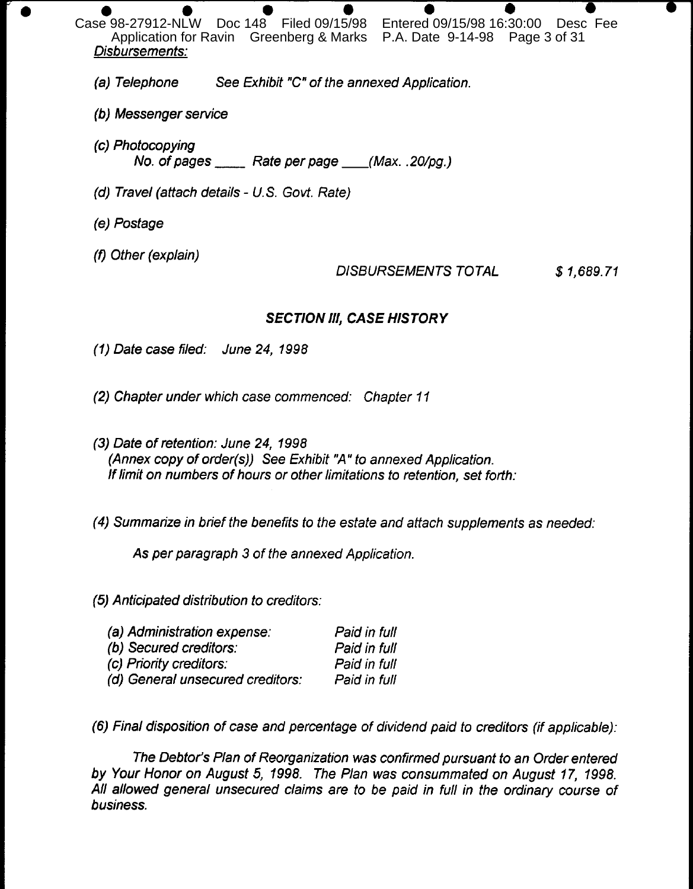*Disbursements:*

*(a) Telephone* *See Exhibit "C" of the annexed Application.*

*(b) Messenger service*

*(c) Photocopying*
*No. of pages \_\_\_\_ Rate per page \_\_\_\_(Max. .20/pg.)*

*(d) Travel (attach details - U.S. Govt. Rate)*

*(e) Postage*

*(f) Other (explain)*

*DISBURSEMENTS TOTAL* *$ 1,689.71*

## *SECTION III, CASE HISTORY*

*(1) Date case filed: June 24, 1998*

*(2) Chapter under which case commenced: Chapter 11*

*(3) Date of retention: June 24, 1998*
*(Annex copy of order(s)) See Exhibit "A" to annexed Application.*
*If limit on numbers of hours or other limitations to retention, set forth:*

*(4) Summarize in brief the benefits to the estate and attach supplements as needed:*

*As per paragraph 3 of the annexed Application.*

*(5) Anticipated distribution to creditors:*

| | |
|---|---|
| *(a) Administration expense:* | *Paid in full* |
| *(b) Secured creditors:* | *Paid in full* |
| *(c) Priority creditors:* | *Paid in full* |
| *(d) General unsecured creditors:* | *Paid in full* |

*(6) Final disposition of case and percentage of dividend paid to creditors (if applicable):*

*The Debtor's Plan of Reorganization was confirmed pursuant to an Order entered by Your Honor on August 5, 1998. The Plan was consummated on August 17, 1998. All allowed general unsecured claims are to be paid in full in the ordinary course of business.*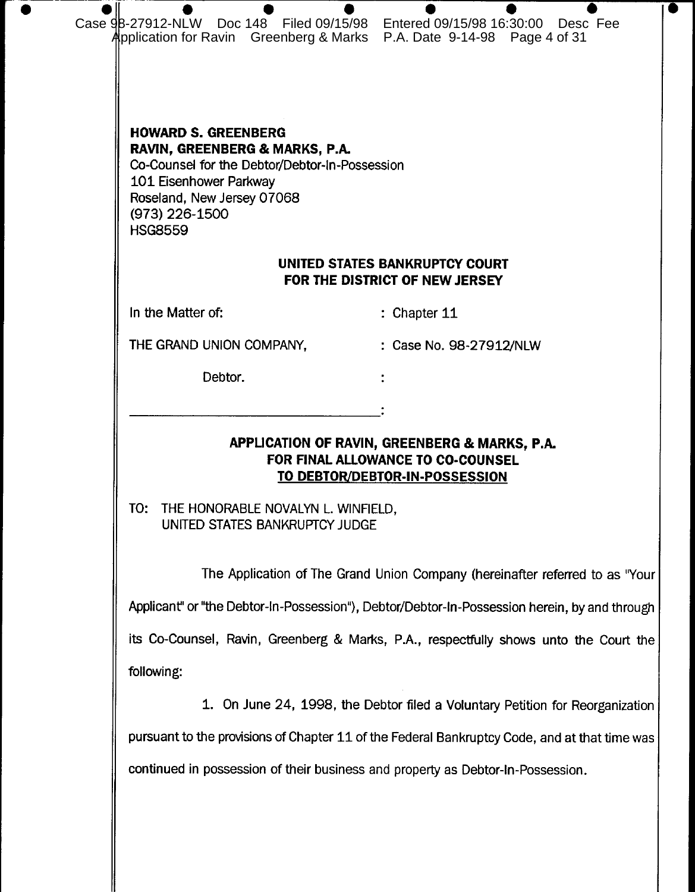**HOWARD S. GREENBERG**
**RAVIN, GREENBERG & MARKS, P.A.**
Co-Counsel for the Debtor/Debtor-In-Possession
101 Eisenhower Parkway
Roseland, New Jersey 07068
(973) 226-1500
HSG8559

**UNITED STATES BANKRUPTCY COURT**
**FOR THE DISTRICT OF NEW JERSEY**

| | |
|---|---|
| In the Matter of: | : Chapter 11 |
| THE GRAND UNION COMPANY, | : Case No. 98-27912/NLW |
| Debtor. | : |
| ___________________________________ | : |

**APPLICATION OF RAVIN, GREENBERG & MARKS, P.A.**
**FOR FINAL ALLOWANCE TO CO-COUNSEL**
**TO DEBTOR/DEBTOR-IN-POSSESSION**

TO: THE HONORABLE NOVALYN L. WINFIELD,
UNITED STATES BANKRUPTCY JUDGE

The Application of The Grand Union Company (hereinafter referred to as "Your Applicant" or "the Debtor-In-Possession"), Debtor/Debtor-In-Possession herein, by and through its Co-Counsel, Ravin, Greenberg & Marks, P.A., respectfully shows unto the Court the following:

1. On June 24, 1998, the Debtor filed a Voluntary Petition for Reorganization pursuant to the provisions of Chapter 11 of the Federal Bankruptcy Code, and at that time was continued in possession of their business and property as Debtor-In-Possession.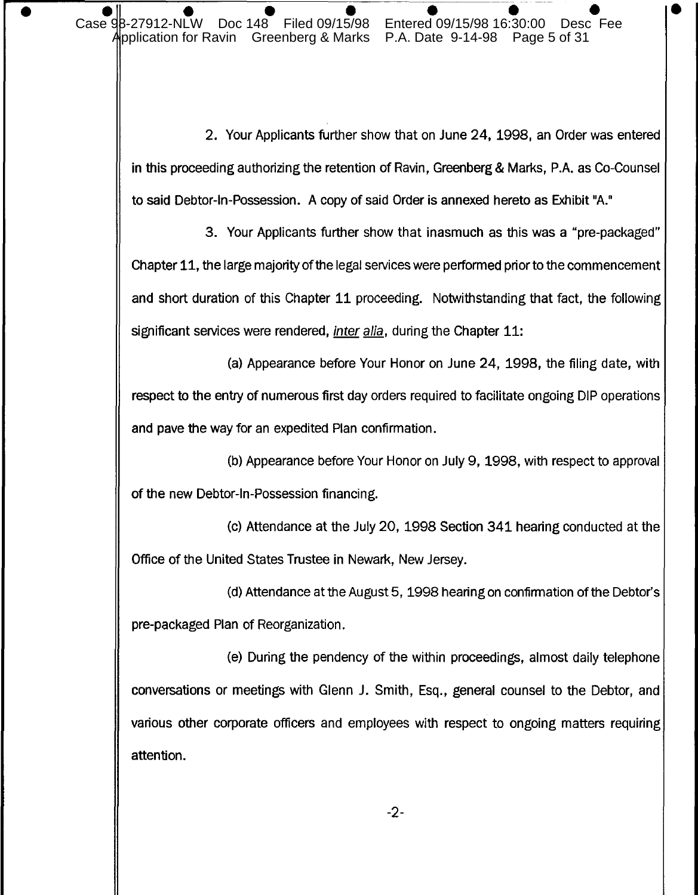2. Your Applicants further show that on June 24, 1998, an Order was entered in this proceeding authorizing the retention of Ravin, Greenberg & Marks, P.A. as Co-Counsel to said Debtor-In-Possession. A copy of said Order is annexed hereto as Exhibit "A."

3. Your Applicants further show that inasmuch as this was a "pre-packaged" Chapter 11, the large majority of the legal services were performed prior to the commencement and short duration of this Chapter 11 proceeding. Notwithstanding that fact, the following significant services were rendered, *inter alia*, during the Chapter 11:

(a) Appearance before Your Honor on June 24, 1998, the filing date, with respect to the entry of numerous first day orders required to facilitate ongoing DIP operations and pave the way for an expedited Plan confirmation.

(b) Appearance before Your Honor on July 9, 1998, with respect to approval of the new Debtor-In-Possession financing.

(c) Attendance at the July 20, 1998 Section 341 hearing conducted at the Office of the United States Trustee in Newark, New Jersey.

(d) Attendance at the August 5, 1998 hearing on confirmation of the Debtor's pre-packaged Plan of Reorganization.

(e) During the pendency of the within proceedings, almost daily telephone conversations or meetings with Glenn J. Smith, Esq., general counsel to the Debtor, and various other corporate officers and employees with respect to ongoing matters requiring attention.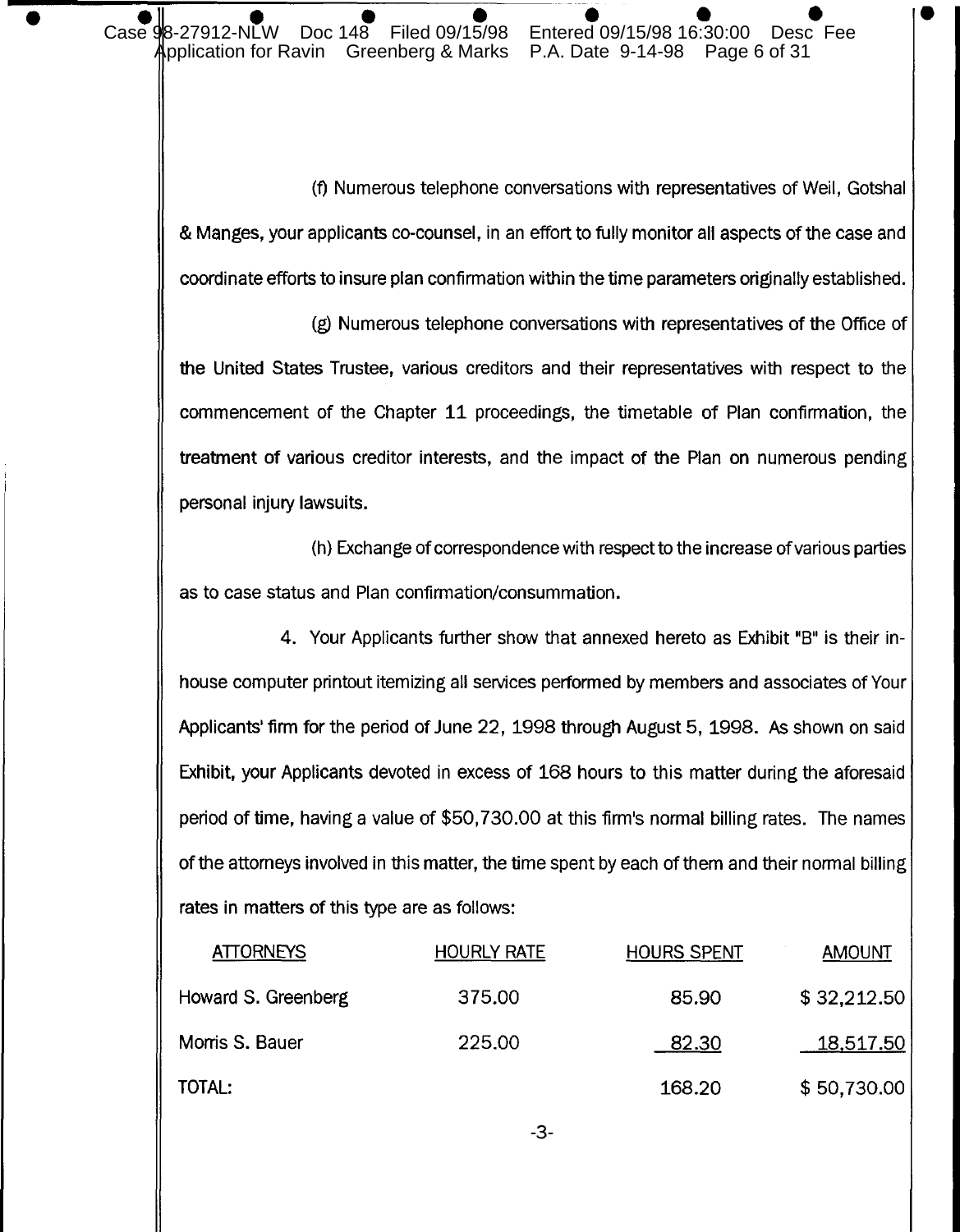(f) Numerous telephone conversations with representatives of Weil, Gotshal & Manges, your applicants co-counsel, in an effort to fully monitor all aspects of the case and coordinate efforts to insure plan confirmation within the time parameters originally established.

(g) Numerous telephone conversations with representatives of the Office of the United States Trustee, various creditors and their representatives with respect to the commencement of the Chapter 11 proceedings, the timetable of Plan confirmation, the treatment of various creditor interests, and the impact of the Plan on numerous pending personal injury lawsuits.

(h) Exchange of correspondence with respect to the increase of various parties as to case status and Plan confirmation/consummation.

4. Your Applicants further show that annexed hereto as Exhibit "B" is their in-house computer printout itemizing all services performed by members and associates of Your Applicants' firm for the period of June 22, 1998 through August 5, 1998. As shown on said Exhibit, your Applicants devoted in excess of 168 hours to this matter during the aforesaid period of time, having a value of $50,730.00 at this firm's normal billing rates. The names of the attorneys involved in this matter, the time spent by each of them and their normal billing rates in matters of this type are as follows:

| ATTORNEYS | HOURLY RATE | HOURS SPENT | AMOUNT |
|---|---|---|---|
| Howard S. Greenberg | 375.00 | 85.90 | $ 32,212.50 |
| Morris S. Bauer | 225.00 | 82.30 | 18,517.50 |
| TOTAL: | | 168.20 | $ 50,730.00 |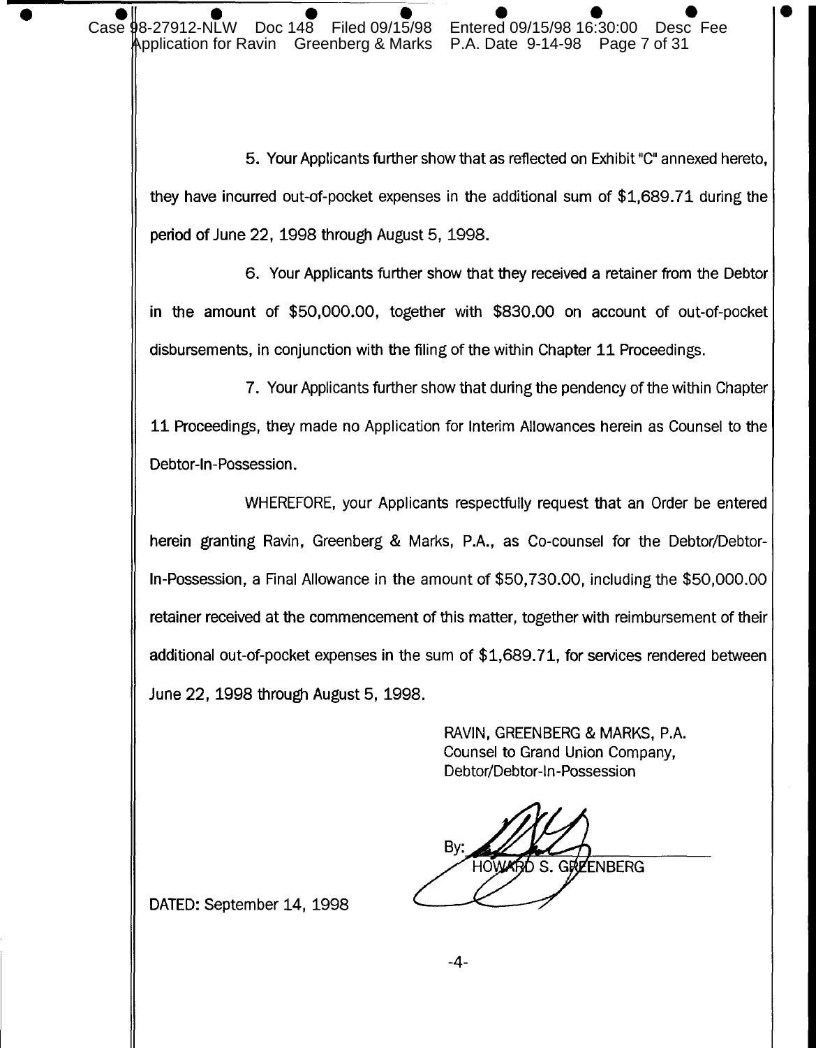5. Your Applicants further show that as reflected on Exhibit "C" annexed hereto, they have incurred out-of-pocket expenses in the additional sum of $1,689.71 during the period of June 22, 1998 through August 5, 1998.

6. Your Applicants further show that they received a retainer from the Debtor in the amount of $50,000.00, together with $830.00 on account of out-of-pocket disbursements, in conjunction with the filing of the within Chapter 11 Proceedings.

7. Your Applicants further show that during the pendency of the within Chapter 11 Proceedings, they made no Application for Interim Allowances herein as Counsel to the Debtor-In-Possession.

WHEREFORE, your Applicants respectfully request that an Order be entered herein granting Ravin, Greenberg & Marks, P.A., as Co-counsel for the Debtor/Debtor-In-Possession, a Final Allowance in the amount of $50,730.00, including the $50,000.00 retainer received at the commencement of this matter, together with reimbursement of their additional out-of-pocket expenses in the sum of $1,689.71, for services rendered between June 22, 1998 through August 5, 1998.

RAVIN, GREENBERG & MARKS, P.A.
Counsel to Grand Union Company,
Debtor/Debtor-In-Possession

By: ______________________
HOWARD S. GREENBERG

DATED: September 14, 1998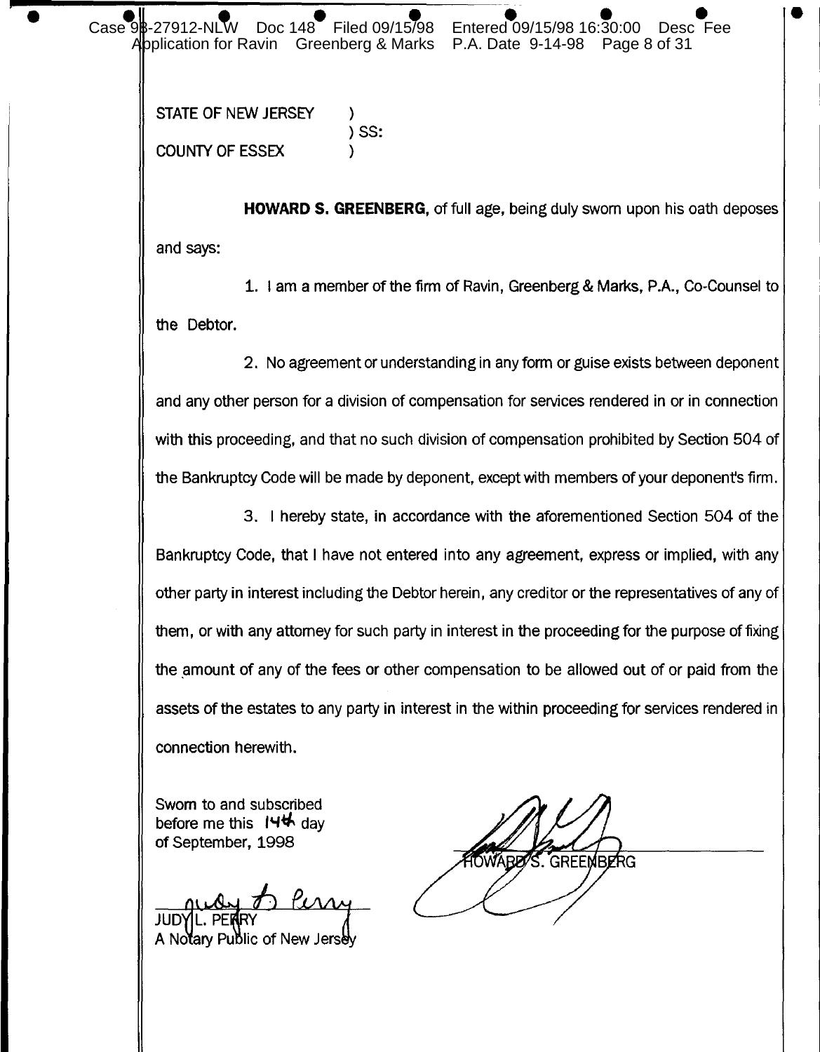STATE OF NEW JERSEY )
) SS:
COUNTY OF ESSEX )

**HOWARD S. GREENBERG**, of full age, being duly sworn upon his oath deposes and says:

1. I am a member of the firm of Ravin, Greenberg & Marks, P.A., Co-Counsel to the Debtor.

2. No agreement or understanding in any form or guise exists between deponent and any other person for a division of compensation for services rendered in or in connection with this proceeding, and that no such division of compensation prohibited by Section 504 of the Bankruptcy Code will be made by deponent, except with members of your deponent's firm.

3. I hereby state, in accordance with the aforementioned Section 504 of the Bankruptcy Code, that I have not entered into any agreement, express or implied, with any other party in interest including the Debtor herein, any creditor or the representatives of any of them, or with any attorney for such party in interest in the proceeding for the purpose of fixing the amount of any of the fees or other compensation to be allowed out of or paid from the assets of the estates to any party in interest in the within proceeding for services rendered in connection herewith.

Sworn to and subscribed before me this 14th day of September, 1998

JUDY L. PERRY
A Notary Public of New Jersey

HOWARD S. GREENBERG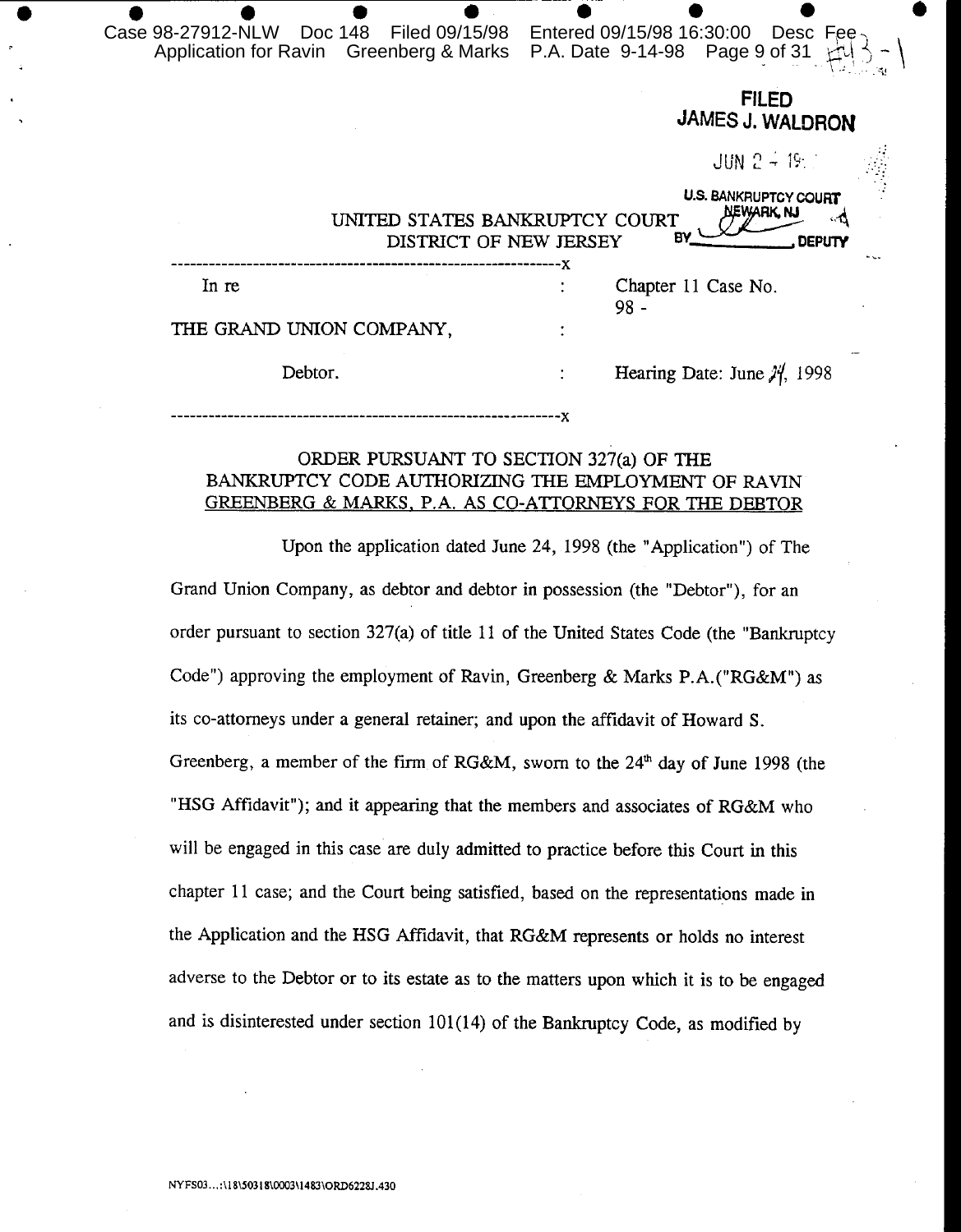FILED
JAMES J. WALDRON

JUN 2 4 19

U.S. BANKRUPTCY COURT
NEWARK, NJ
BY ______ , DEPUTY

UNITED STATES BANKRUPTCY COURT
DISTRICT OF NEW JERSEY

---

In re : Chapter 11 Case No.
98 -

THE GRAND UNION COMPANY, :

Debtor. : Hearing Date: June 24, 1998

---

ORDER PURSUANT TO SECTION 327(a) OF THE BANKRUPTCY CODE AUTHORIZING THE EMPLOYMENT OF RAVIN GREENBERG & MARKS, P.A. AS CO-ATTORNEYS FOR THE DEBTOR

Upon the application dated June 24, 1998 (the "Application") of The Grand Union Company, as debtor and debtor in possession (the "Debtor"), for an order pursuant to section 327(a) of title 11 of the United States Code (the "Bankruptcy Code") approving the employment of Ravin, Greenberg & Marks P.A.("RG&M") as its co-attorneys under a general retainer; and upon the affidavit of Howard S. Greenberg, a member of the firm of RG&M, sworn to the 24th day of June 1998 (the "HSG Affidavit"); and it appearing that the members and associates of RG&M who will be engaged in this case are duly admitted to practice before this Court in this chapter 11 case; and the Court being satisfied, based on the representations made in the Application and the HSG Affidavit, that RG&M represents or holds no interest adverse to the Debtor or to its estate as to the matters upon which it is to be engaged and is disinterested under section 101(14) of the Bankruptcy Code, as modified by

NYFS03...:\18\50318\0003\1483\ORD6228J.430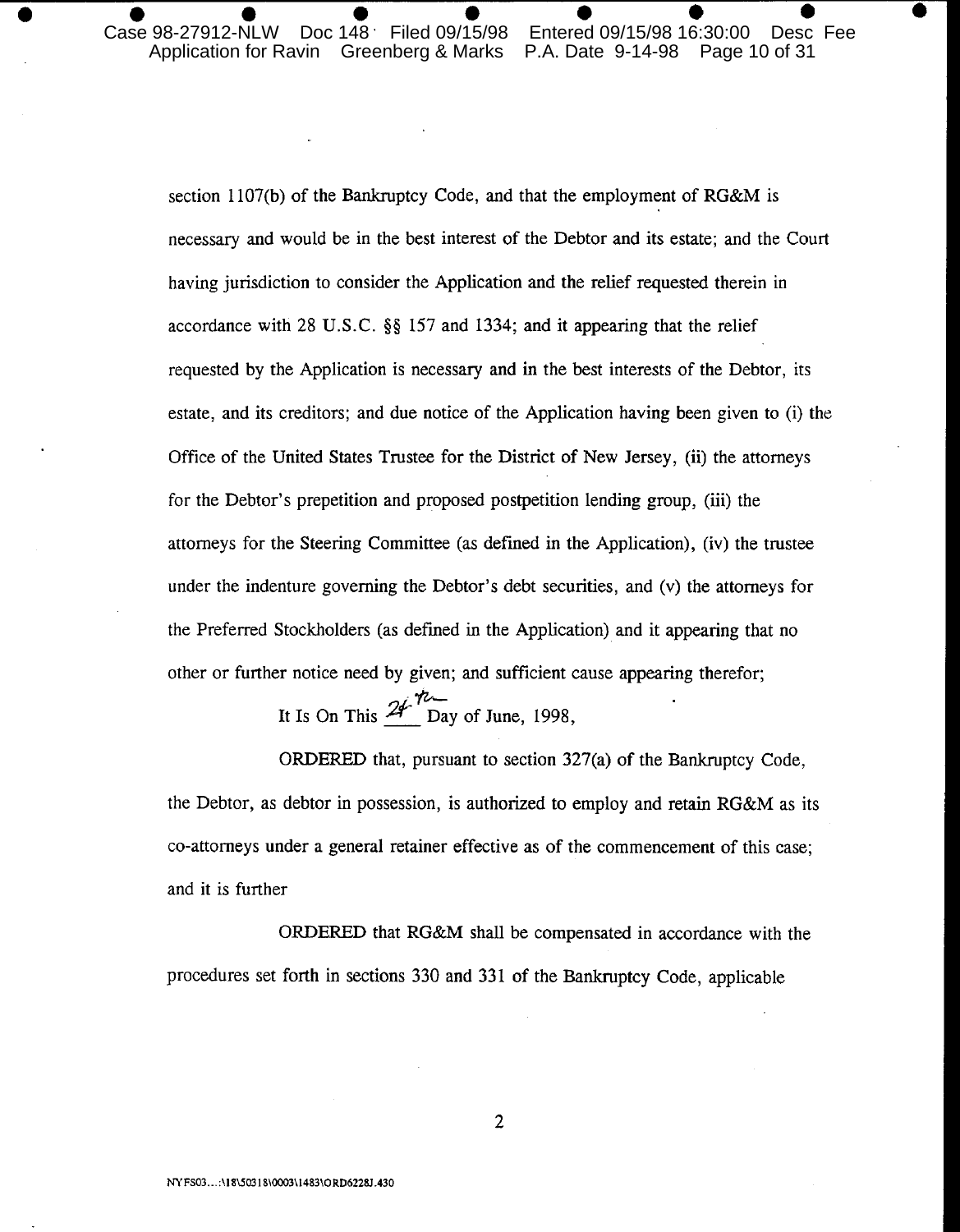section 1107(b) of the Bankruptcy Code, and that the employment of RG&M is necessary and would be in the best interest of the Debtor and its estate; and the Court having jurisdiction to consider the Application and the relief requested therein in accordance with 28 U.S.C. §§ 157 and 1334; and it appearing that the relief requested by the Application is necessary and in the best interests of the Debtor, its estate, and its creditors; and due notice of the Application having been given to (i) the Office of the United States Trustee for the District of New Jersey, (ii) the attorneys for the Debtor's prepetition and proposed postpetition lending group, (iii) the attorneys for the Steering Committee (as defined in the Application), (iv) the trustee under the indenture governing the Debtor's debt securities, and (v) the attorneys for the Preferred Stockholders (as defined in the Application) and it appearing that no other or further notice need by given; and sufficient cause appearing therefor;

It Is On This 24th Day of June, 1998,

ORDERED that, pursuant to section 327(a) of the Bankruptcy Code, the Debtor, as debtor in possession, is authorized to employ and retain RG&M as its co-attorneys under a general retainer effective as of the commencement of this case; and it is further

ORDERED that RG&M shall be compensated in accordance with the procedures set forth in sections 330 and 331 of the Bankruptcy Code, applicable

NYFS03...:\18\50318\0003\1483\ORD6228J.430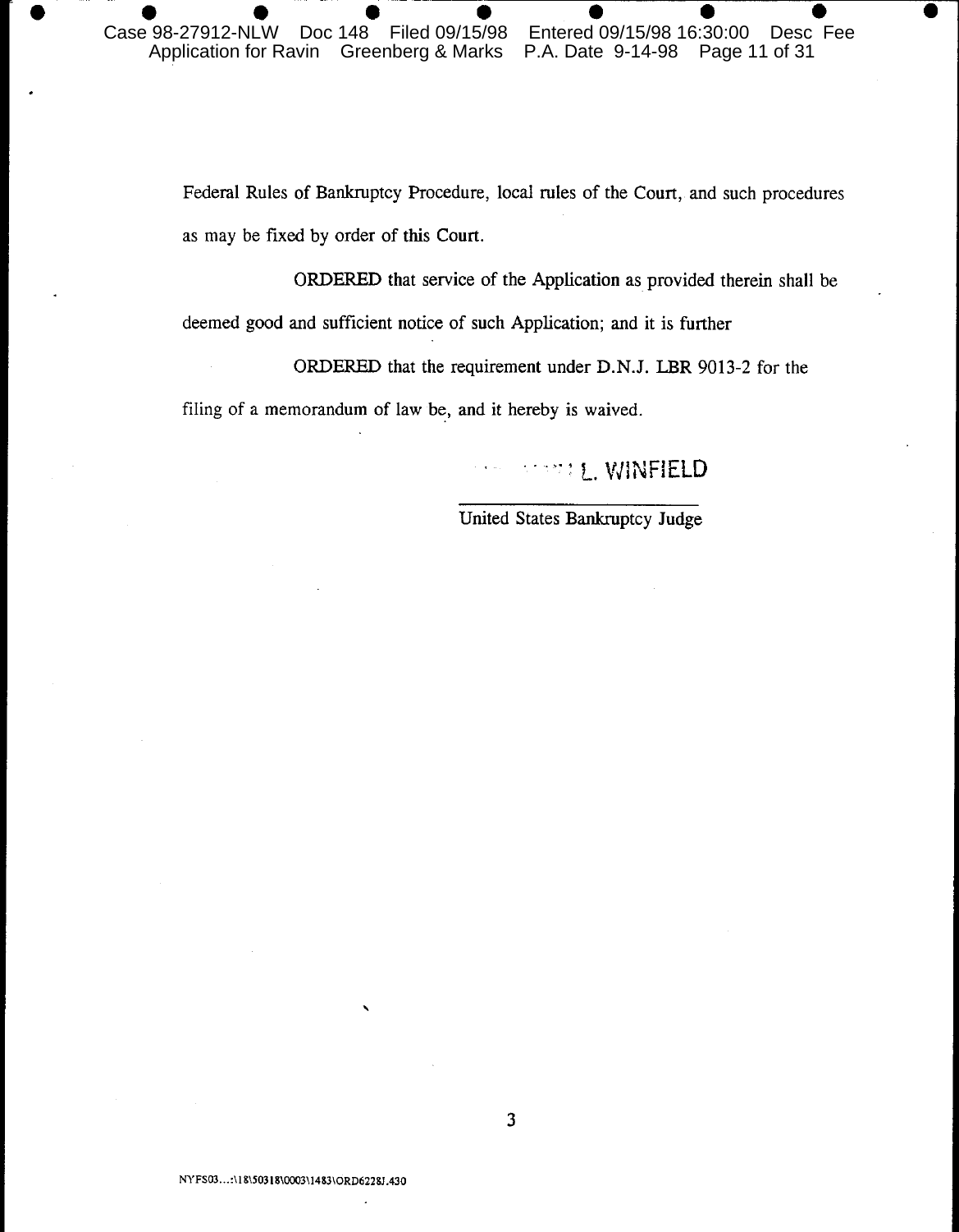Federal Rules of Bankruptcy Procedure, local rules of the Court, and such procedures as may be fixed by order of this Court.

ORDERED that service of the Application as provided therein shall be deemed good and sufficient notice of such Application; and it is further

ORDERED that the requirement under D.N.J. LBR 9013-2 for the filing of a memorandum of law be, and it hereby is waived.

L. WINFIELD

United States Bankruptcy Judge

NYFS03...:\18\50318\0003\1483\ORD6228J.430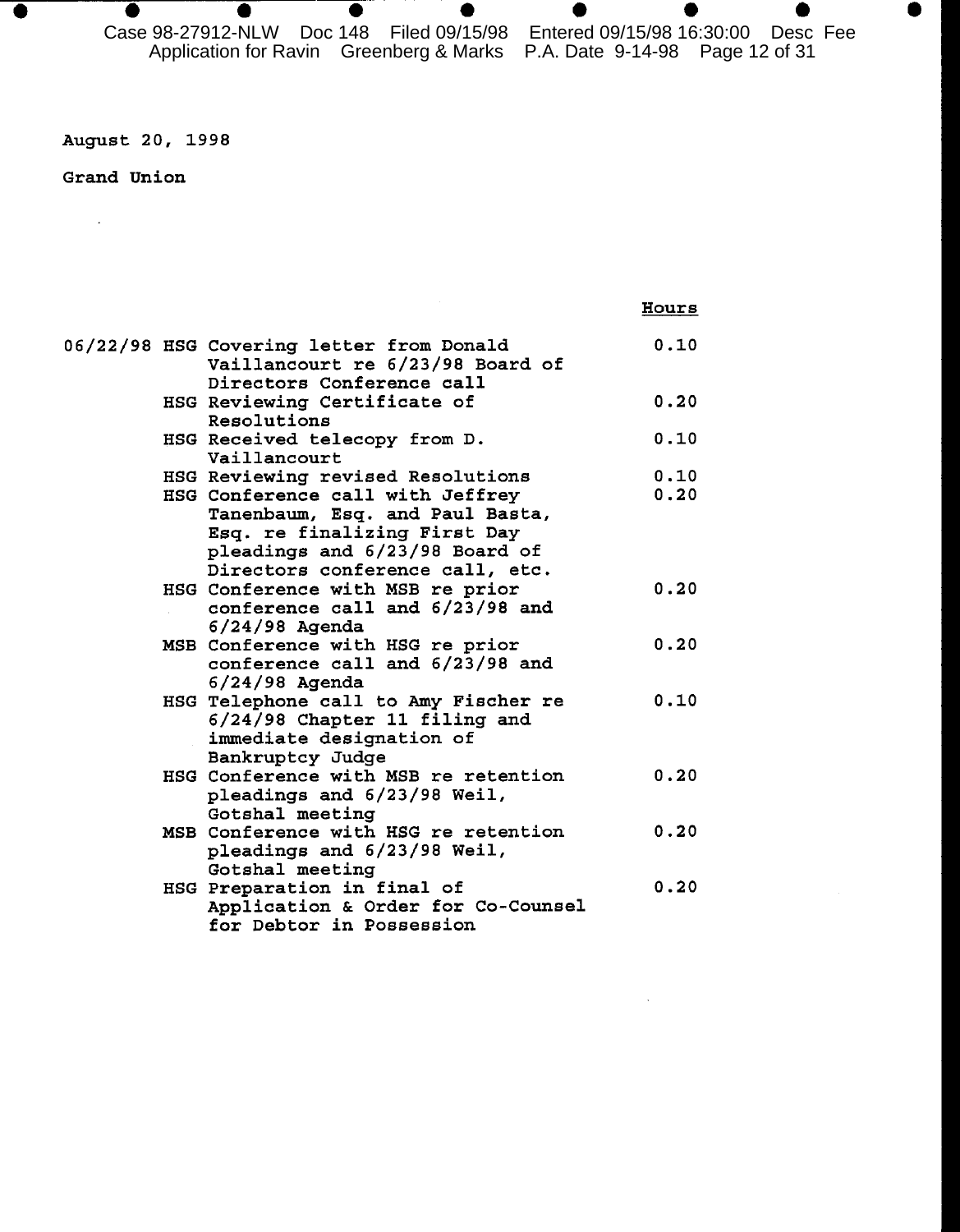August 20, 1998

Grand Union

| | | | Hours |
|---|---|---|---|
| 06/22/98 | HSG | Covering letter from Donald Vaillancourt re 6/23/98 Board of Directors Conference call | 0.10 |
| | HSG | Reviewing Certificate of Resolutions | 0.20 |
| | HSG | Received telecopy from D. Vaillancourt | 0.10 |
| | HSG | Reviewing revised Resolutions | 0.10 |
| | HSG | Conference call with Jeffrey Tanenbaum, Esq. and Paul Basta, Esq. re finalizing First Day pleadings and 6/23/98 Board of Directors conference call, etc. | 0.20 |
| | HSG | Conference with MSB re prior conference call and 6/23/98 and 6/24/98 Agenda | 0.20 |
| | MSB | Conference with HSG re prior conference call and 6/23/98 and 6/24/98 Agenda | 0.20 |
| | HSG | Telephone call to Amy Fischer re 6/24/98 Chapter 11 filing and immediate designation of Bankruptcy Judge | 0.10 |
| | HSG | Conference with MSB re retention pleadings and 6/23/98 Weil, Gotshal meeting | 0.20 |
| | MSB | Conference with HSG re retention pleadings and 6/23/98 Weil, Gotshal meeting | 0.20 |
| | HSG | Preparation in final of Application & Order for Co-Counsel for Debtor in Possession | 0.20 |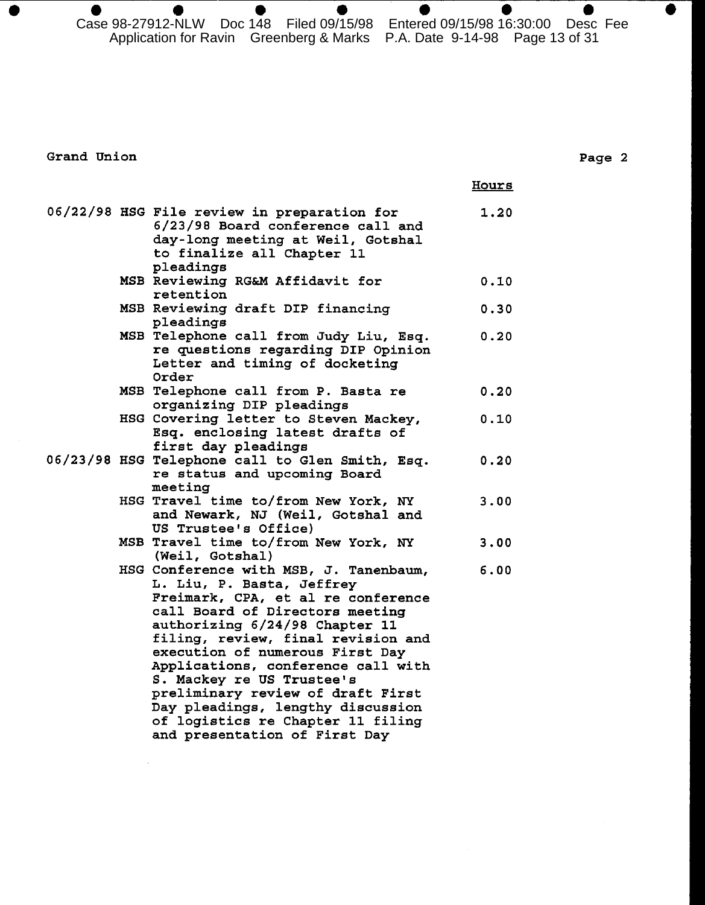Grand Union

Page 2

| Date | Atty | Description | Hours |
|---|---|---|---|
| 06/22/98 | HSG | File review in preparation for 6/23/98 Board conference call and day-long meeting at Weil, Gotshal to finalize all Chapter 11 pleadings | 1.20 |
| | MSB | Reviewing RG&M Affidavit for retention | 0.10 |
| | MSB | Reviewing draft DIP financing pleadings | 0.30 |
| | MSB | Telephone call from Judy Liu, Esq. re questions regarding DIP Opinion Letter and timing of docketing Order | 0.20 |
| | MSB | Telephone call from P. Basta re organizing DIP pleadings | 0.20 |
| | HSG | Covering letter to Steven Mackey, Esq. enclosing latest drafts of first day pleadings | 0.10 |
| 06/23/98 | HSG | Telephone call to Glen Smith, Esq. re status and upcoming Board meeting | 0.20 |
| | HSG | Travel time to/from New York, NY and Newark, NJ (Weil, Gotshal and US Trustee's Office) | 3.00 |
| | MSB | Travel time to/from New York, NY (Weil, Gotshal) | 3.00 |
| | HSG | Conference with MSB, J. Tanenbaum, L. Liu, P. Basta, Jeffrey Freimark, CPA, et al re conference call Board of Directors meeting authorizing 6/24/98 Chapter 11 filing, review, final revision and execution of numerous First Day Applications, conference call with S. Mackey re US Trustee's preliminary review of draft First Day pleadings, lengthy discussion of logistics re Chapter 11 filing and presentation of First Day | 6.00 |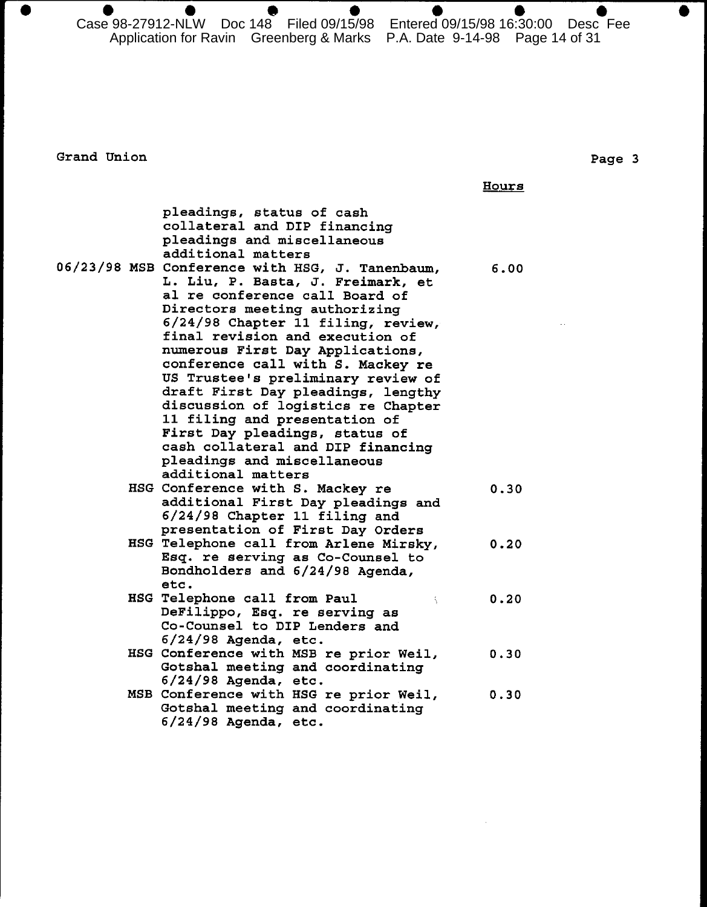Grand Union

| | | Hours |
|---|---|---|
| | pleadings, status of cash collateral and DIP financing pleadings and miscellaneous additional matters | |
| 06/23/98 MSB | Conference with HSG, J. Tanenbaum, L. Liu, P. Basta, J. Freimark, et al re conference call Board of Directors meeting authorizing 6/24/98 Chapter 11 filing, review, final revision and execution of numerous First Day Applications, conference call with S. Mackey re US Trustee's preliminary review of draft First Day pleadings, lengthy discussion of logistics re Chapter 11 filing and presentation of First Day pleadings, status of cash collateral and DIP financing pleadings and miscellaneous additional matters | 6.00 |
| HSG | Conference with S. Mackey re additional First Day pleadings and 6/24/98 Chapter 11 filing and presentation of First Day Orders | 0.30 |
| HSG | Telephone call from Arlene Mirsky, Esq. re serving as Co-Counsel to Bondholders and 6/24/98 Agenda, etc. | 0.20 |
| HSG | Telephone call from Paul DeFilippo, Esq. re serving as Co-Counsel to DIP Lenders and 6/24/98 Agenda, etc. | 0.20 |
| HSG | Conference with MSB re prior Weil, Gotshal meeting and coordinating 6/24/98 Agenda, etc. | 0.30 |
| MSB | Conference with HSG re prior Weil, Gotshal meeting and coordinating 6/24/98 Agenda, etc. | 0.30 |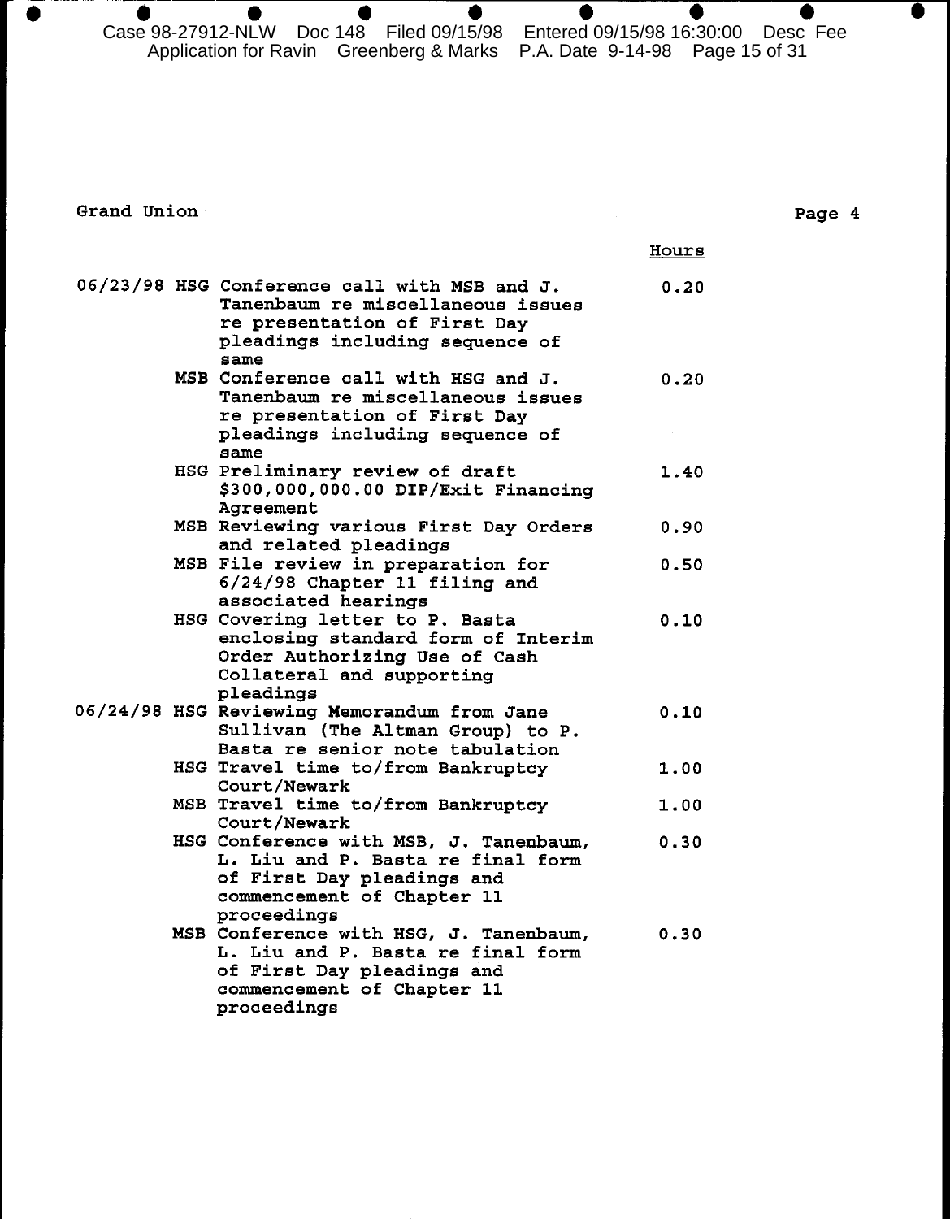Grand Union

Page 4

| Date | Atty | Description | Hours |
|---|---|---|---|
| 06/23/98 | HSG | Conference call with MSB and J. Tanenbaum re miscellaneous issues re presentation of First Day pleadings including sequence of same | 0.20 |
| | MSB | Conference call with HSG and J. Tanenbaum re miscellaneous issues re presentation of First Day pleadings including sequence of same | 0.20 |
| | HSG | Preliminary review of draft $300,000,000.00 DIP/Exit Financing Agreement | 1.40 |
| | MSB | Reviewing various First Day Orders and related pleadings | 0.90 |
| | MSB | File review in preparation for 6/24/98 Chapter 11 filing and associated hearings | 0.50 |
| | HSG | Covering letter to P. Basta enclosing standard form of Interim Order Authorizing Use of Cash Collateral and supporting pleadings | 0.10 |
| 06/24/98 | HSG | Reviewing Memorandum from Jane Sullivan (The Altman Group) to P. Basta re senior note tabulation | 0.10 |
| | HSG | Travel time to/from Bankruptcy Court/Newark | 1.00 |
| | MSB | Travel time to/from Bankruptcy Court/Newark | 1.00 |
| | HSG | Conference with MSB, J. Tanenbaum, L. Liu and P. Basta re final form of First Day pleadings and commencement of Chapter 11 proceedings | 0.30 |
| | MSB | Conference with HSG, J. Tanenbaum, L. Liu and P. Basta re final form of First Day pleadings and commencement of Chapter 11 proceedings | 0.30 |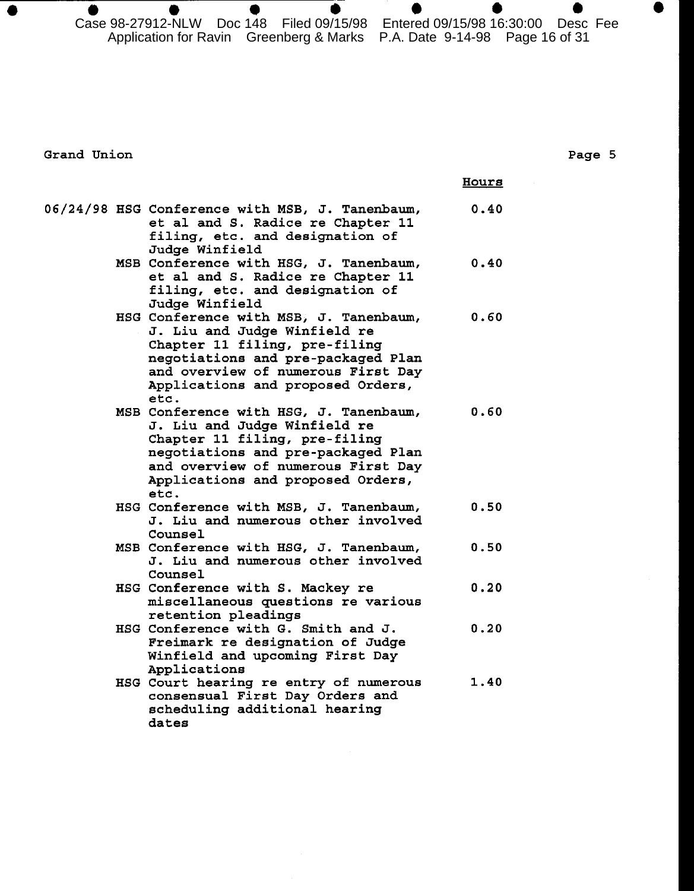Grand Union

Page 5

| Date | Initials | Description | Hours |
|---|---|---|---|
| 06/24/98 | HSG | Conference with MSB, J. Tanenbaum, et al and S. Radice re Chapter 11 filing, etc. and designation of Judge Winfield | 0.40 |
| | MSB | Conference with HSG, J. Tanenbaum, et al and S. Radice re Chapter 11 filing, etc. and designation of Judge Winfield | 0.40 |
| | HSG | Conference with MSB, J. Tanenbaum, J. Liu and Judge Winfield re Chapter 11 filing, pre-filing negotiations and pre-packaged Plan and overview of numerous First Day Applications and proposed Orders, etc. | 0.60 |
| | MSB | Conference with HSG, J. Tanenbaum, J. Liu and Judge Winfield re Chapter 11 filing, pre-filing negotiations and pre-packaged Plan and overview of numerous First Day Applications and proposed Orders, etc. | 0.60 |
| | HSG | Conference with MSB, J. Tanenbaum, J. Liu and numerous other involved Counsel | 0.50 |
| | MSB | Conference with HSG, J. Tanenbaum, J. Liu and numerous other involved Counsel | 0.50 |
| | HSG | Conference with S. Mackey re miscellaneous questions re various retention pleadings | 0.20 |
| | HSG | Conference with G. Smith and J. Freimark re designation of Judge Winfield and upcoming First Day Applications | 0.20 |
| | HSG | Court hearing re entry of numerous consensual First Day Orders and scheduling additional hearing dates | 1.40 |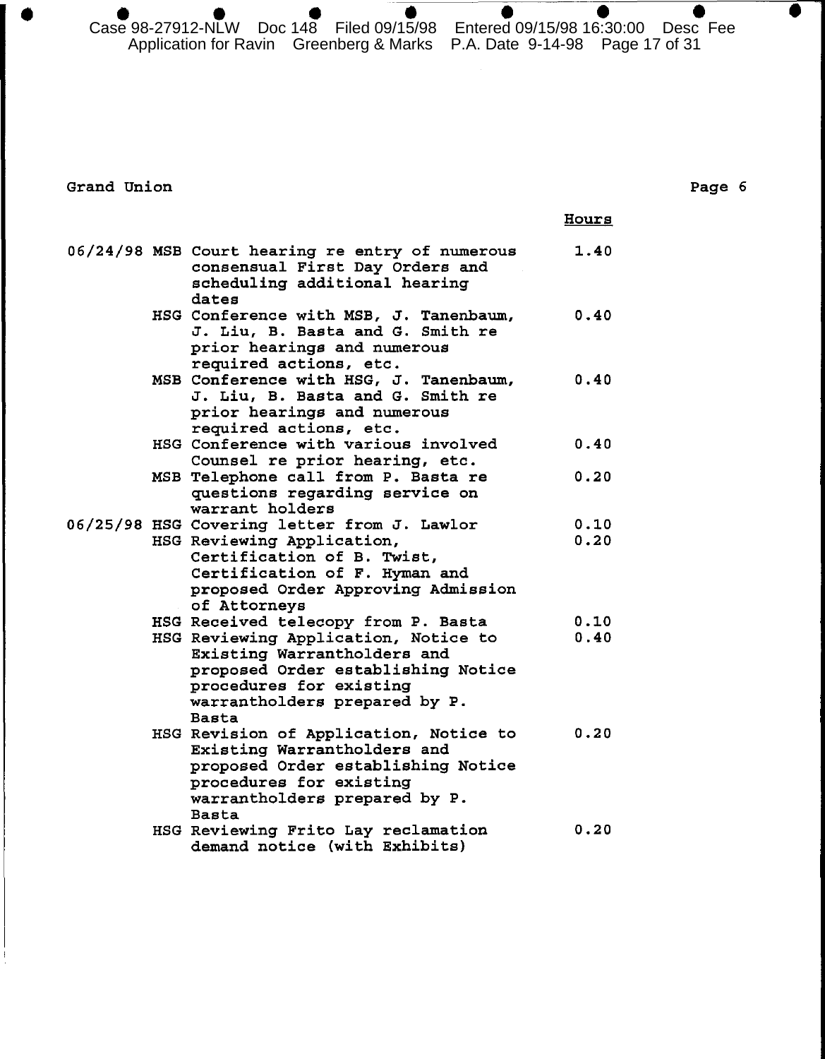Grand Union

Page 6

| | | | Hours |
|---|---|---|---|
| 06/24/98 | MSB | Court hearing re entry of numerous consensual First Day Orders and scheduling additional hearing dates | 1.40 |
| | HSG | Conference with MSB, J. Tanenbaum, J. Liu, B. Basta and G. Smith re prior hearings and numerous required actions, etc. | 0.40 |
| | MSB | Conference with HSG, J. Tanenbaum, J. Liu, B. Basta and G. Smith re prior hearings and numerous required actions, etc. | 0.40 |
| | HSG | Conference with various involved Counsel re prior hearing, etc. | 0.40 |
| | MSB | Telephone call from P. Basta re questions regarding service on warrant holders | 0.20 |
| 06/25/98 | HSG | Covering letter from J. Lawlor | 0.10 |
| | HSG | Reviewing Application, Certification of B. Twist, Certification of F. Hyman and proposed Order Approving Admission of Attorneys | 0.20 |
| | HSG | Received telecopy from P. Basta | 0.10 |
| | HSG | Reviewing Application, Notice to Existing Warrantholders and proposed Order establishing Notice procedures for existing warrantholders prepared by P. Basta | 0.40 |
| | HSG | Revision of Application, Notice to Existing Warrantholders and proposed Order establishing Notice procedures for existing warrantholders prepared by P. Basta | 0.20 |
| | HSG | Reviewing Frito Lay reclamation demand notice (with Exhibits) | 0.20 |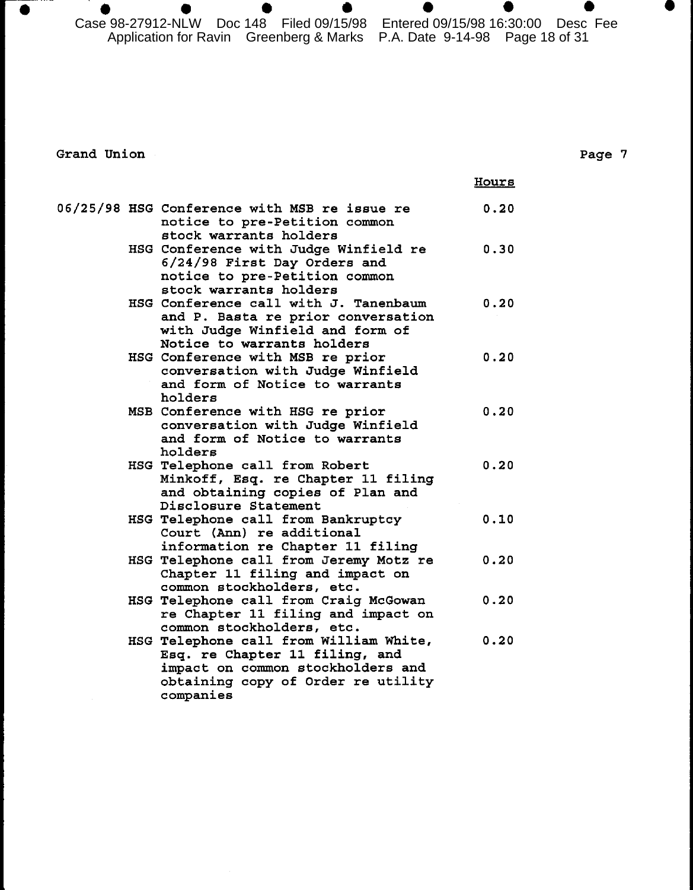Grand Union

| Date | Init. | Description | Hours |
|---|---|---|---|
| 06/25/98 | HSG | Conference with MSB re issue re notice to pre-Petition common stock warrants holders | 0.20 |
| | HSG | Conference with Judge Winfield re 6/24/98 First Day Orders and notice to pre-Petition common stock warrants holders | 0.30 |
| | HSG | Conference call with J. Tanenbaum and P. Basta re prior conversation with Judge Winfield and form of Notice to warrants holders | 0.20 |
| | HSG | Conference with MSB re prior conversation with Judge Winfield and form of Notice to warrants holders | 0.20 |
| | MSB | Conference with HSG re prior conversation with Judge Winfield and form of Notice to warrants holders | 0.20 |
| | HSG | Telephone call from Robert Minkoff, Esq. re Chapter 11 filing and obtaining copies of Plan and Disclosure Statement | 0.20 |
| | HSG | Telephone call from Bankruptcy Court (Ann) re additional information re Chapter 11 filing | 0.10 |
| | HSG | Telephone call from Jeremy Motz re Chapter 11 filing and impact on common stockholders, etc. | 0.20 |
| | HSG | Telephone call from Craig McGowan re Chapter 11 filing and impact on common stockholders, etc. | 0.20 |
| | HSG | Telephone call from William White, Esq. re Chapter 11 filing, and impact on common stockholders and obtaining copy of Order re utility companies | 0.20 |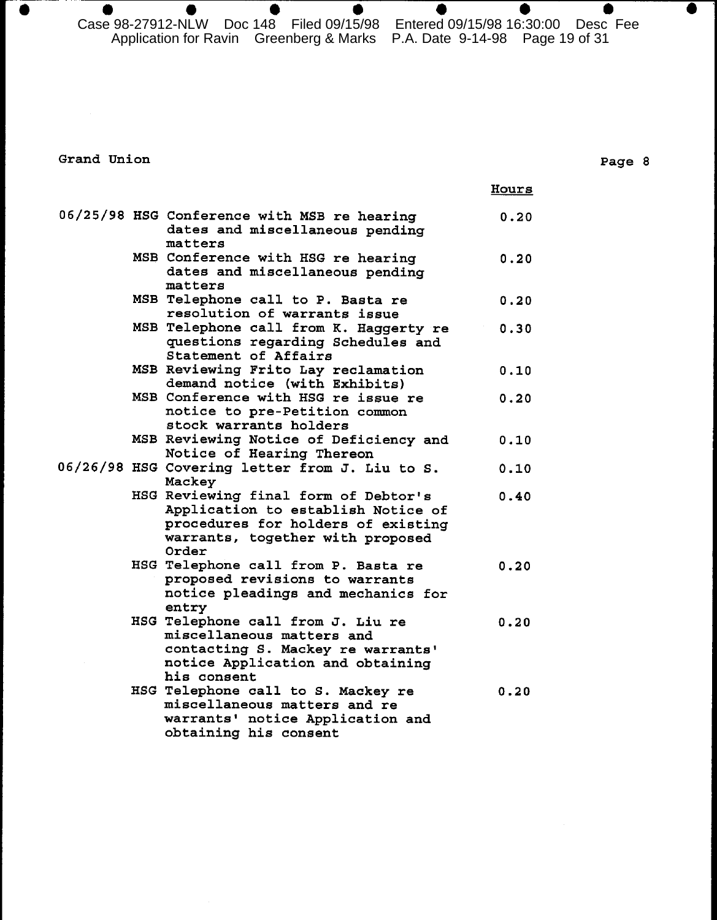Grand Union

Page 8

| Date | Initials | Description | Hours |
|---|---|---|---|
| 06/25/98 | HSG | Conference with MSB re hearing dates and miscellaneous pending matters | 0.20 |
| | MSB | Conference with HSG re hearing dates and miscellaneous pending matters | 0.20 |
| | MSB | Telephone call to P. Basta re resolution of warrants issue | 0.20 |
| | MSB | Telephone call from K. Haggerty re questions regarding Schedules and Statement of Affairs | 0.30 |
| | MSB | Reviewing Frito Lay reclamation demand notice (with Exhibits) | 0.10 |
| | MSB | Conference with HSG re issue re notice to pre-Petition common stock warrants holders | 0.20 |
| | MSB | Reviewing Notice of Deficiency and Notice of Hearing Thereon | 0.10 |
| 06/26/98 | HSG | Covering letter from J. Liu to S. Mackey | 0.10 |
| | HSG | Reviewing final form of Debtor's Application to establish Notice of procedures for holders of existing warrants, together with proposed Order | 0.40 |
| | HSG | Telephone call from P. Basta re proposed revisions to warrants notice pleadings and mechanics for entry | 0.20 |
| | HSG | Telephone call from J. Liu re miscellaneous matters and contacting S. Mackey re warrants' notice Application and obtaining his consent | 0.20 |
| | HSG | Telephone call to S. Mackey re miscellaneous matters and re warrants' notice Application and obtaining his consent | 0.20 |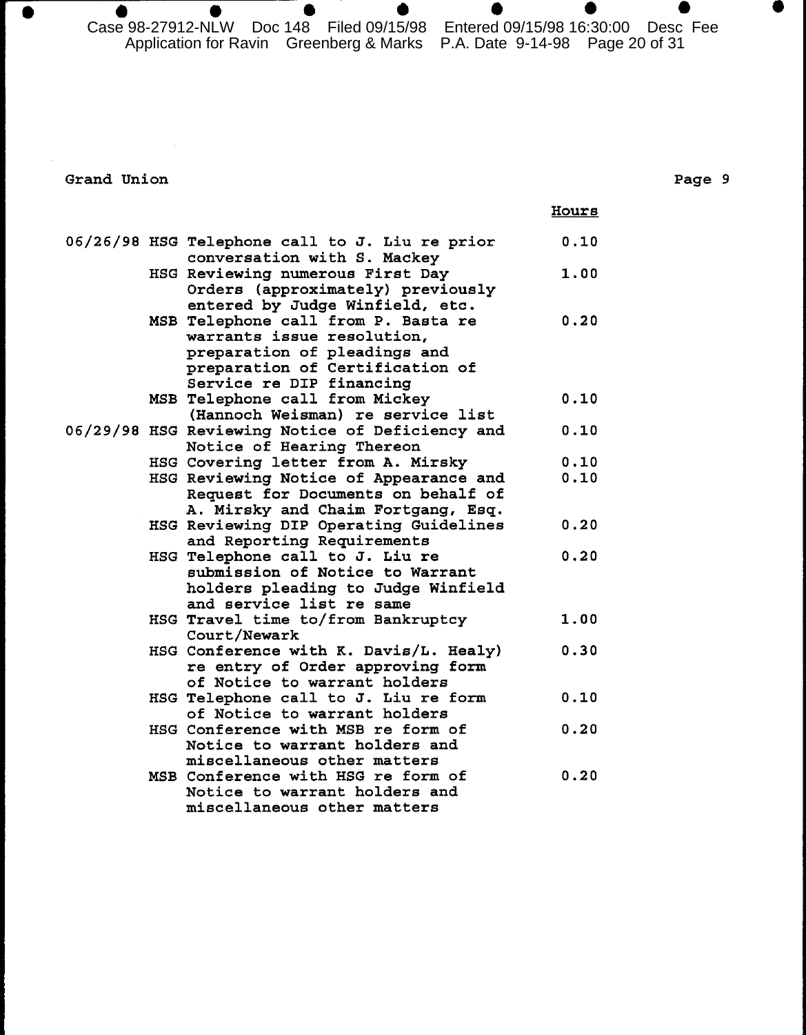Grand Union

Page 9

| Date | Initials | Description | Hours |
|---|---|---|---|
| 06/26/98 | HSG | Telephone call to J. Liu re prior conversation with S. Mackey | 0.10 |
| | HSG | Reviewing numerous First Day Orders (approximately) previously entered by Judge Winfield, etc. | 1.00 |
| | MSB | Telephone call from P. Basta re warrants issue resolution, preparation of pleadings and preparation of Certification of Service re DIP financing | 0.20 |
| | MSB | Telephone call from Mickey (Hannoch Weisman) re service list | 0.10 |
| 06/29/98 | HSG | Reviewing Notice of Deficiency and Notice of Hearing Thereon | 0.10 |
| | HSG | Covering letter from A. Mirsky | 0.10 |
| | HSG | Reviewing Notice of Appearance and Request for Documents on behalf of A. Mirsky and Chaim Fortgang, Esq. | 0.10 |
| | HSG | Reviewing DIP Operating Guidelines and Reporting Requirements | 0.20 |
| | HSG | Telephone call to J. Liu re submission of Notice to Warrant holders pleading to Judge Winfield and service list re same | 0.20 |
| | HSG | Travel time to/from Bankruptcy Court/Newark | 1.00 |
| | HSG | Conference with K. Davis/L. Healy) re entry of Order approving form of Notice to warrant holders | 0.30 |
| | HSG | Telephone call to J. Liu re form of Notice to warrant holders | 0.10 |
| | HSG | Conference with MSB re form of Notice to warrant holders and miscellaneous other matters | 0.20 |
| | MSB | Conference with HSG re form of Notice to warrant holders and miscellaneous other matters | 0.20 |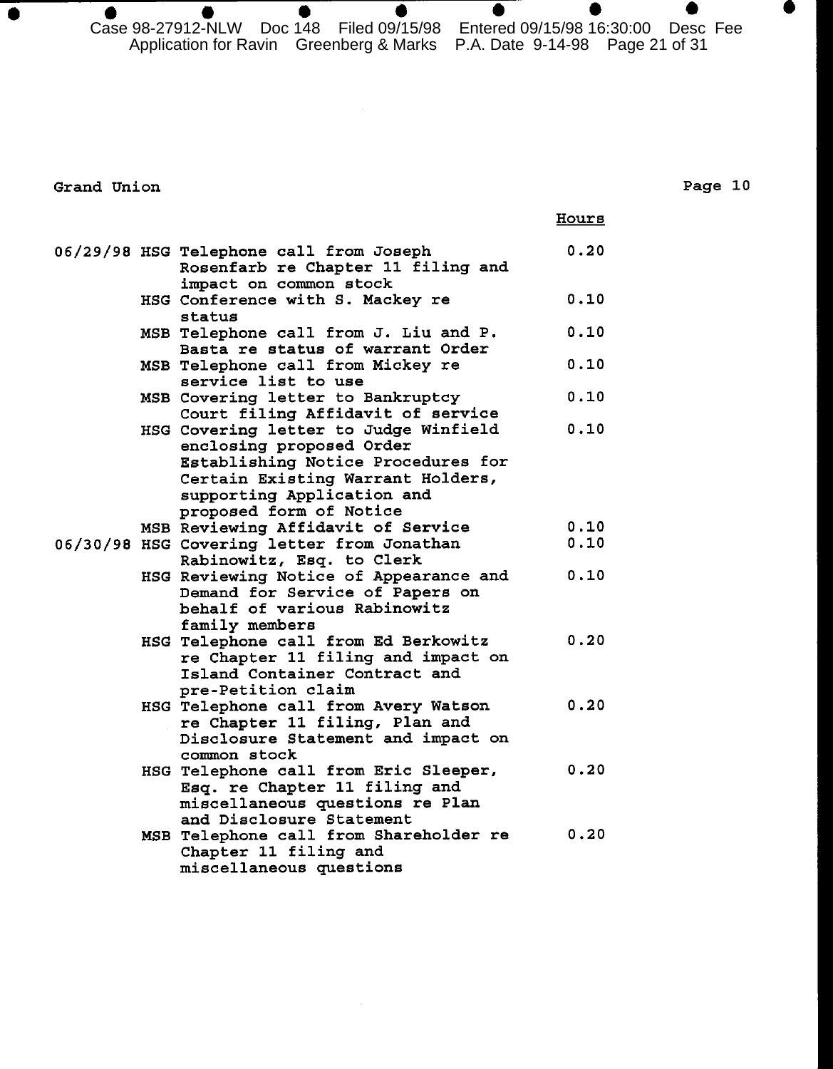Grand Union

Page 10

| Date | Initials | Description | Hours |
|---|---|---|---|
| 06/29/98 | HSG | Telephone call from Joseph Rosenfarb re Chapter 11 filing and impact on common stock | 0.20 |
| | HSG | Conference with S. Mackey re status | 0.10 |
| | MSB | Telephone call from J. Liu and P. Basta re status of warrant Order | 0.10 |
| | MSB | Telephone call from Mickey re service list to use | 0.10 |
| | MSB | Covering letter to Bankruptcy Court filing Affidavit of service | 0.10 |
| | HSG | Covering letter to Judge Winfield enclosing proposed Order Establishing Notice Procedures for Certain Existing Warrant Holders, supporting Application and proposed form of Notice | 0.10 |
| | MSB | Reviewing Affidavit of Service | 0.10 |
| 06/30/98 | HSG | Covering letter from Jonathan Rabinowitz, Esq. to Clerk | 0.10 |
| | HSG | Reviewing Notice of Appearance and Demand for Service of Papers on behalf of various Rabinowitz family members | 0.10 |
| | HSG | Telephone call from Ed Berkowitz re Chapter 11 filing and impact on Island Container Contract and pre-Petition claim | 0.20 |
| | HSG | Telephone call from Avery Watson re Chapter 11 filing, Plan and Disclosure Statement and impact on common stock | 0.20 |
| | HSG | Telephone call from Eric Sleeper, Esq. re Chapter 11 filing and miscellaneous questions re Plan and Disclosure Statement | 0.20 |
| | MSB | Telephone call from Shareholder re Chapter 11 filing and miscellaneous questions | 0.20 |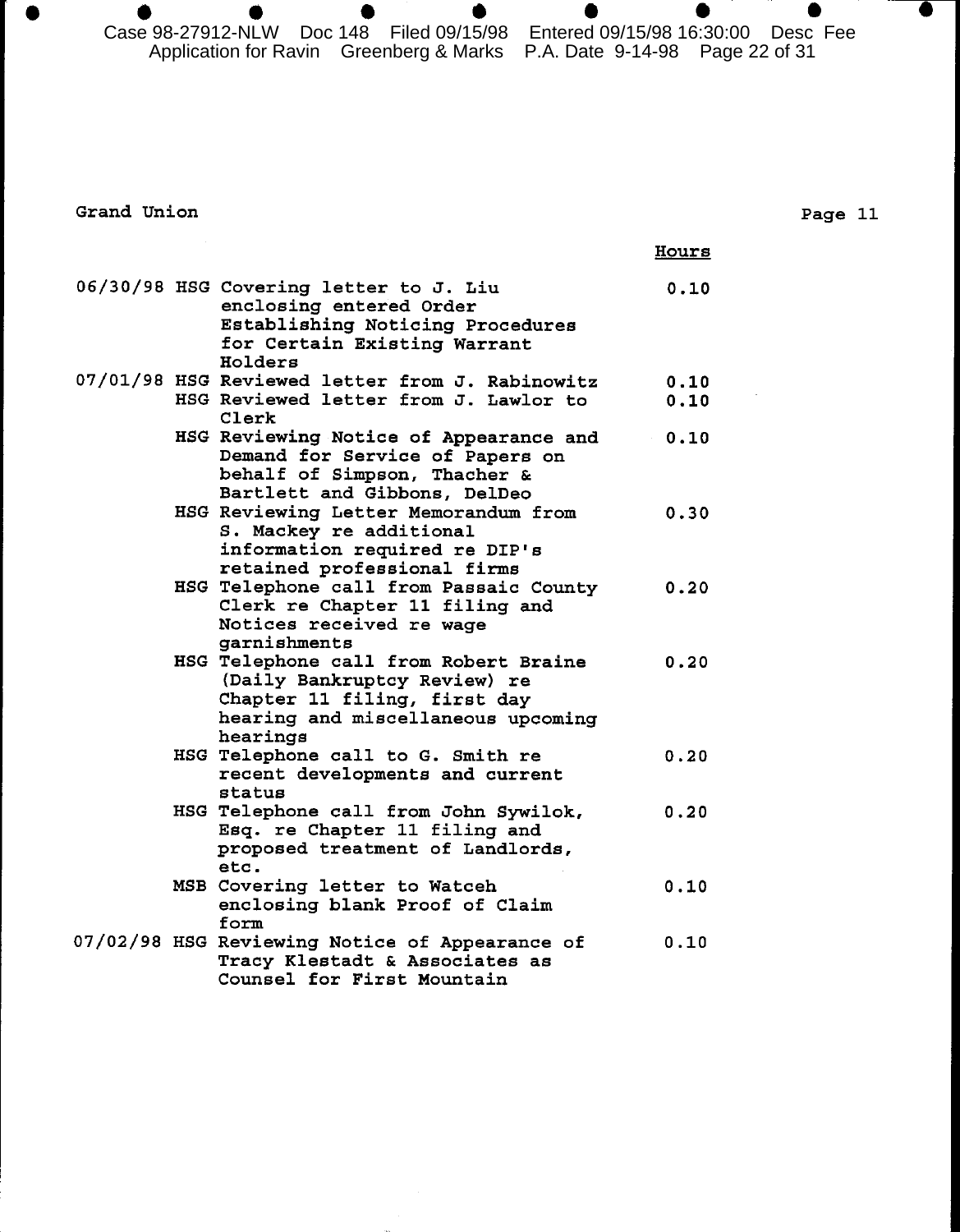Grand Union

|  |  |  | Hours |
| --- | --- | --- | --- |
| 06/30/98 | HSG | Covering letter to J. Liu enclosing entered Order Establishing Noticing Procedures for Certain Existing Warrant Holders | 0.10 |
| 07/01/98 | HSG | Reviewed letter from J. Rabinowitz | 0.10 |
|  | HSG | Reviewed letter from J. Lawlor to Clerk | 0.10 |
|  | HSG | Reviewing Notice of Appearance and Demand for Service of Papers on behalf of Simpson, Thacher & Bartlett and Gibbons, DelDeo | 0.10 |
|  | HSG | Reviewing Letter Memorandum from S. Mackey re additional information required re DIP's retained professional firms | 0.30 |
|  | HSG | Telephone call from Passaic County Clerk re Chapter 11 filing and Notices received re wage garnishments | 0.20 |
|  | HSG | Telephone call from Robert Braine (Daily Bankruptcy Review) re Chapter 11 filing, first day hearing and miscellaneous upcoming hearings | 0.20 |
|  | HSG | Telephone call to G. Smith re recent developments and current status | 0.20 |
|  | HSG | Telephone call from John Sywilok, Esq. re Chapter 11 filing and proposed treatment of Landlords, etc. | 0.20 |
|  | MSB | Covering letter to Watceh enclosing blank Proof of Claim form | 0.10 |
| 07/02/98 | HSG | Reviewing Notice of Appearance of Tracy Klestadt & Associates as Counsel for First Mountain | 0.10 |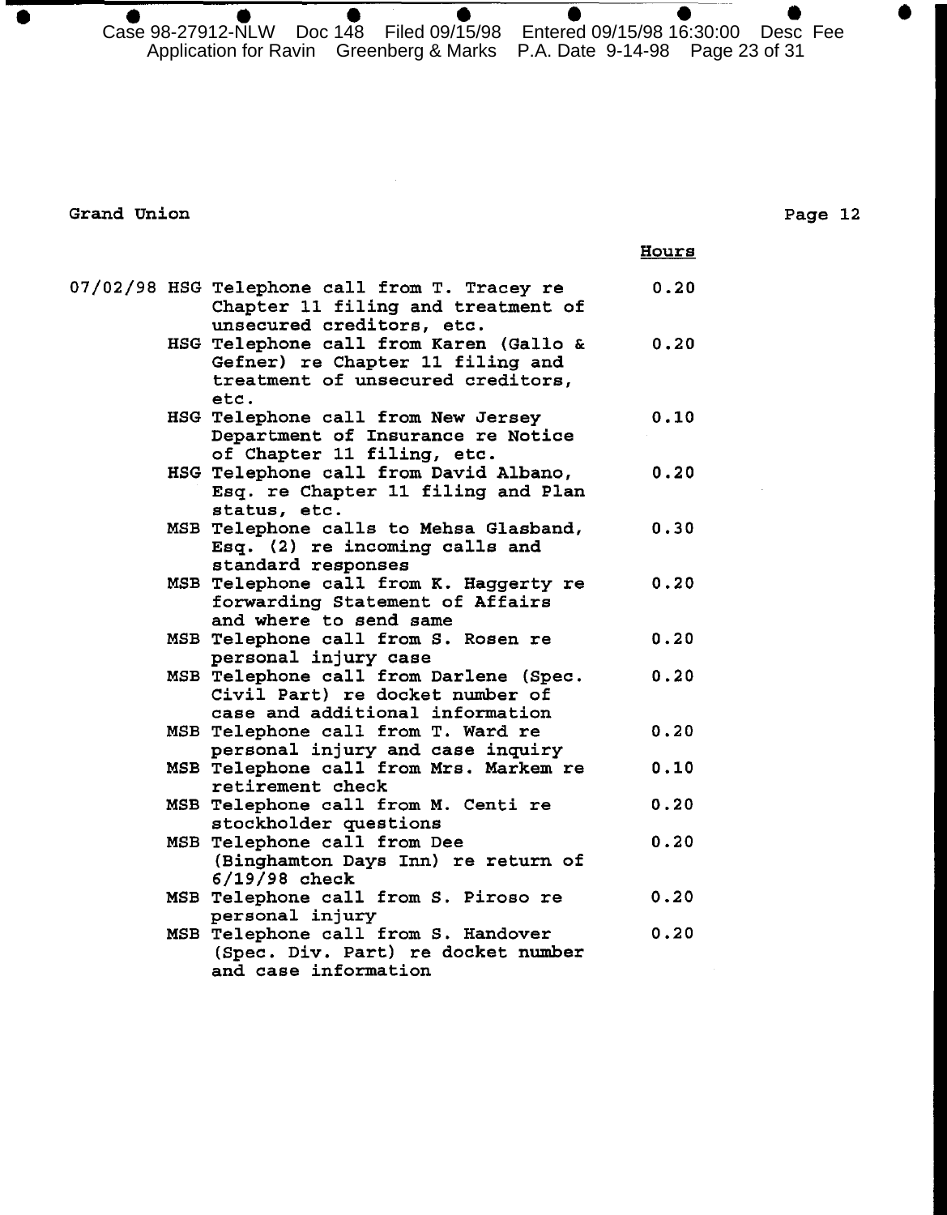Grand Union

| | | | Hours |
|---|---|---|---|
| 07/02/98 | HSG | Telephone call from T. Tracey re Chapter 11 filing and treatment of unsecured creditors, etc. | 0.20 |
| | HSG | Telephone call from Karen (Gallo & Gefner) re Chapter 11 filing and treatment of unsecured creditors, etc. | 0.20 |
| | HSG | Telephone call from New Jersey Department of Insurance re Notice of Chapter 11 filing, etc. | 0.10 |
| | HSG | Telephone call from David Albano, Esq. re Chapter 11 filing and Plan status, etc. | 0.20 |
| | MSB | Telephone calls to Mehsa Glasband, Esq. (2) re incoming calls and standard responses | 0.30 |
| | MSB | Telephone call from K. Haggerty re forwarding Statement of Affairs and where to send same | 0.20 |
| | MSB | Telephone call from S. Rosen re personal injury case | 0.20 |
| | MSB | Telephone call from Darlene (Spec. Civil Part) re docket number of case and additional information | 0.20 |
| | MSB | Telephone call from T. Ward re personal injury and case inquiry | 0.20 |
| | MSB | Telephone call from Mrs. Markem re retirement check | 0.10 |
| | MSB | Telephone call from M. Centi re stockholder questions | 0.20 |
| | MSB | Telephone call from Dee (Binghamton Days Inn) re return of 6/19/98 check | 0.20 |
| | MSB | Telephone call from S. Piroso re personal injury | 0.20 |
| | MSB | Telephone call from S. Handover (Spec. Div. Part) re docket number and case information | 0.20 |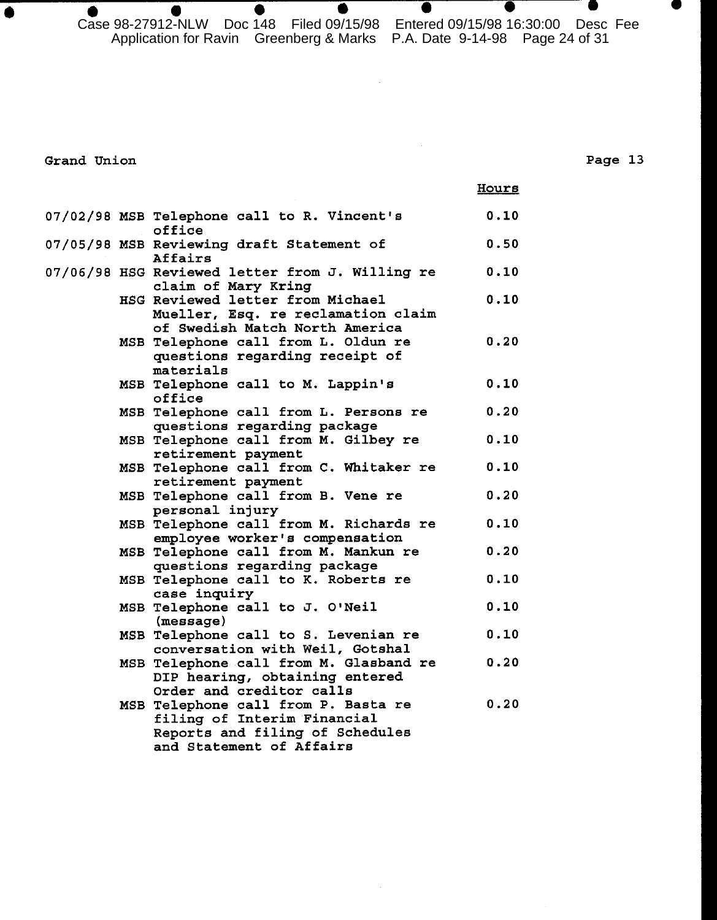Grand Union

| | | Hours |
|---|---|---|
| 07/02/98 | MSB Telephone call to R. Vincent's office | 0.10 |
| 07/05/98 | MSB Reviewing draft Statement of Affairs | 0.50 |
| 07/06/98 | HSG Reviewed letter from J. Willing re claim of Mary Kring | 0.10 |
| | HSG Reviewed letter from Michael Mueller, Esq. re reclamation claim of Swedish Match North America | 0.10 |
| | MSB Telephone call from L. Oldun re questions regarding receipt of materials | 0.20 |
| | MSB Telephone call to M. Lappin's office | 0.10 |
| | MSB Telephone call from L. Persons re questions regarding package | 0.20 |
| | MSB Telephone call from M. Gilbey re retirement payment | 0.10 |
| | MSB Telephone call from C. Whitaker re retirement payment | 0.10 |
| | MSB Telephone call from B. Vene re personal injury | 0.20 |
| | MSB Telephone call from M. Richards re employee worker's compensation | 0.10 |
| | MSB Telephone call from M. Mankun re questions regarding package | 0.20 |
| | MSB Telephone call to K. Roberts re case inquiry | 0.10 |
| | MSB Telephone call to J. O'Neil (message) | 0.10 |
| | MSB Telephone call to S. Levenian re conversation with Weil, Gotshal | 0.10 |
| | MSB Telephone call from M. Glasband re DIP hearing, obtaining entered Order and creditor calls | 0.20 |
| | MSB Telephone call from P. Basta re filing of Interim Financial Reports and filing of Schedules and Statement of Affairs | 0.20 |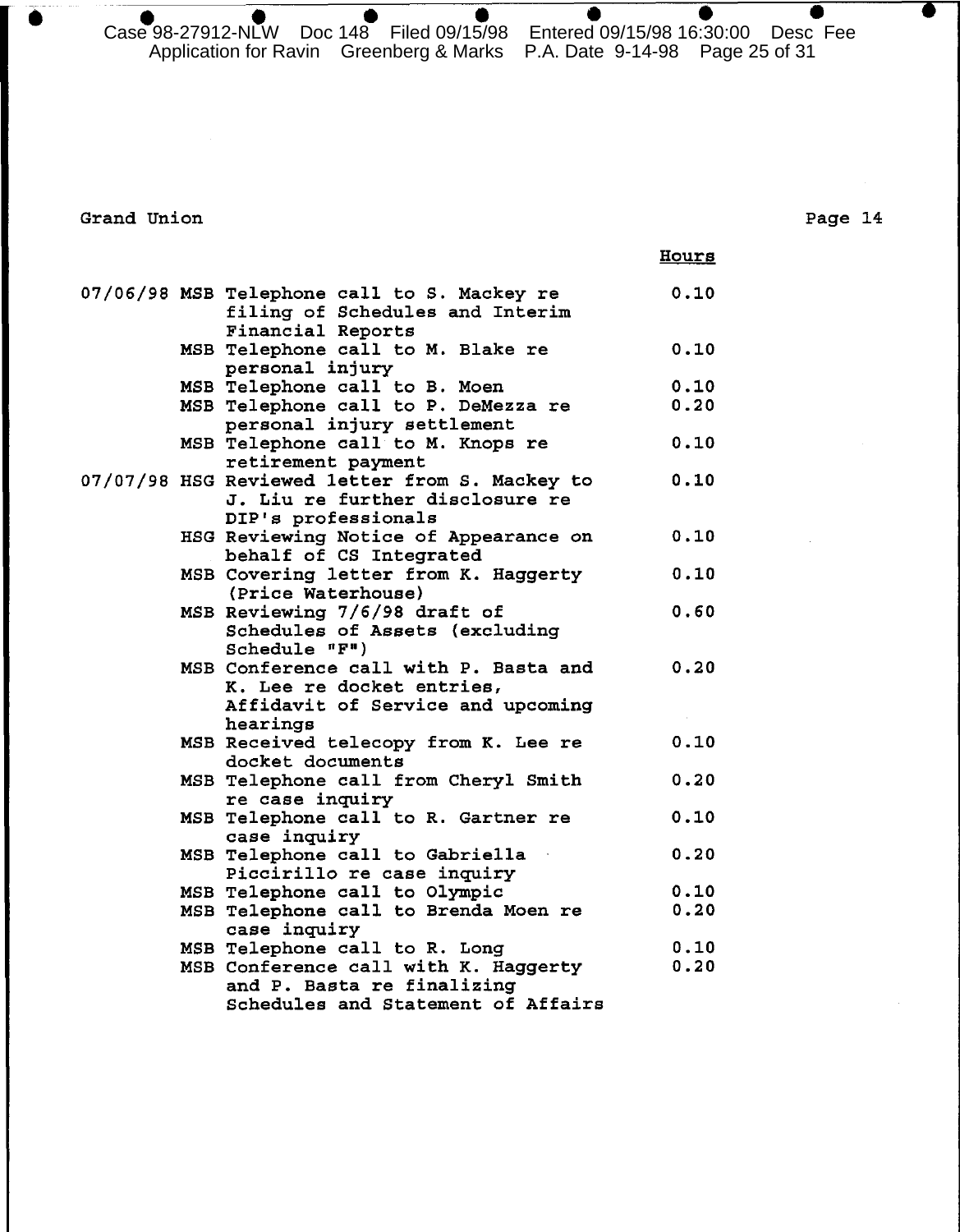Grand Union

| | | | Hours |
|---|---|---|---|
| 07/06/98 | MSB | Telephone call to S. Mackey re filing of Schedules and Interim Financial Reports | 0.10 |
| | MSB | Telephone call to M. Blake re personal injury | 0.10 |
| | MSB | Telephone call to B. Moen | 0.10 |
| | MSB | Telephone call to P. DeMezza re personal injury settlement | 0.20 |
| | MSB | Telephone call to M. Knops re retirement payment | 0.10 |
| 07/07/98 | HSG | Reviewed letter from S. Mackey to J. Liu re further disclosure re DIP's professionals | 0.10 |
| | HSG | Reviewing Notice of Appearance on behalf of CS Integrated | 0.10 |
| | MSB | Covering letter from K. Haggerty (Price Waterhouse) | 0.10 |
| | MSB | Reviewing 7/6/98 draft of Schedules of Assets (excluding Schedule "F") | 0.60 |
| | MSB | Conference call with P. Basta and K. Lee re docket entries, Affidavit of Service and upcoming hearings | 0.20 |
| | MSB | Received telecopy from K. Lee re docket documents | 0.10 |
| | MSB | Telephone call from Cheryl Smith re case inquiry | 0.20 |
| | MSB | Telephone call to R. Gartner re case inquiry | 0.10 |
| | MSB | Telephone call to Gabriella Piccirillo re case inquiry | 0.20 |
| | MSB | Telephone call to Olympic | 0.10 |
| | MSB | Telephone call to Brenda Moen re case inquiry | 0.20 |
| | MSB | Telephone call to R. Long | 0.10 |
| | MSB | Conference call with K. Haggerty and P. Basta re finalizing Schedules and Statement of Affairs | 0.20 |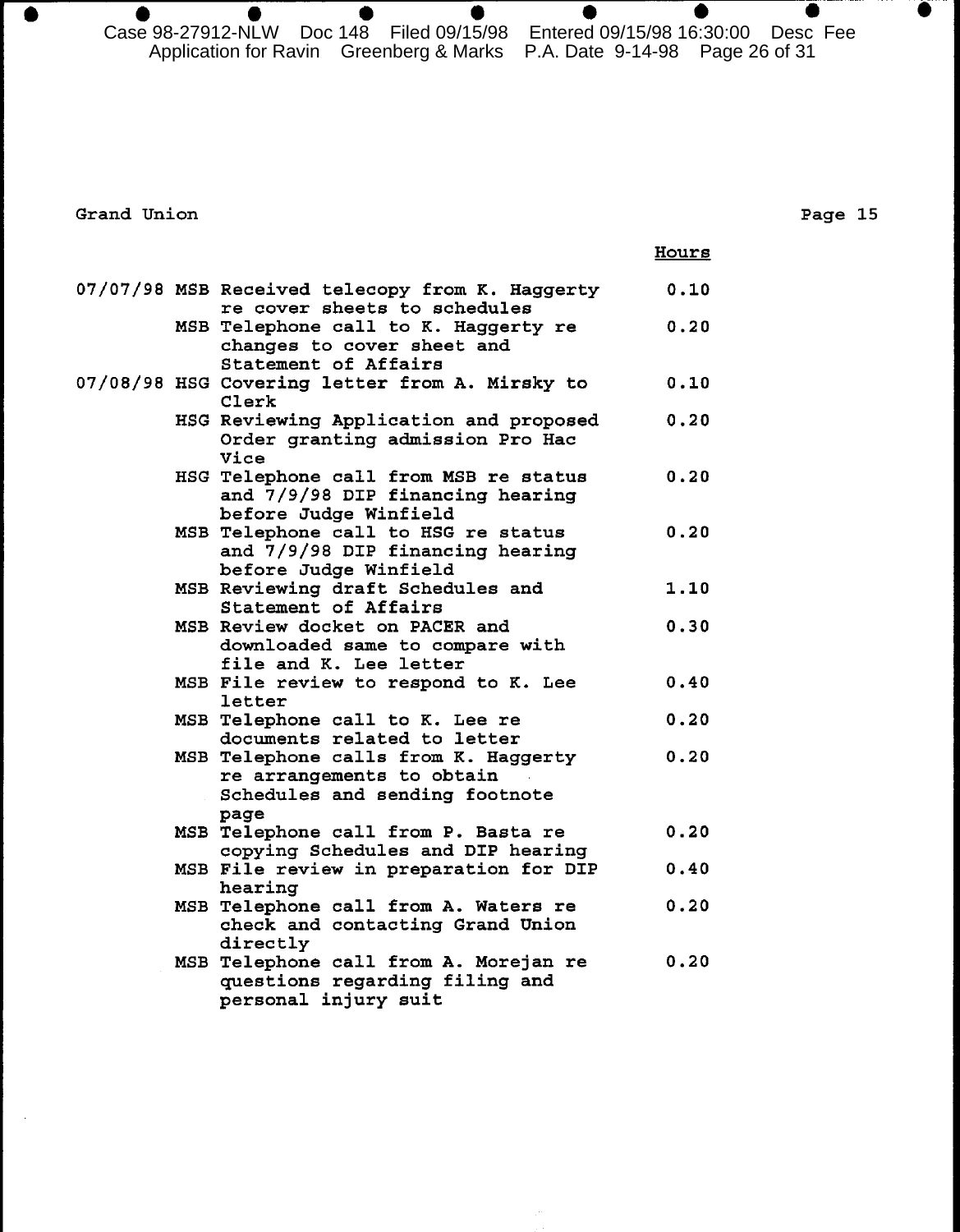Grand Union

| Date | Initials | Description | Hours |
|---|---|---|---|
| 07/07/98 | MSB | Received telecopy from K. Haggerty re cover sheets to schedules | 0.10 |
| | MSB | Telephone call to K. Haggerty re changes to cover sheet and Statement of Affairs | 0.20 |
| 07/08/98 | HSG | Covering letter from A. Mirsky to Clerk | 0.10 |
| | HSG | Reviewing Application and proposed Order granting admission Pro Hac Vice | 0.20 |
| | HSG | Telephone call from MSB re status and 7/9/98 DIP financing hearing before Judge Winfield | 0.20 |
| | MSB | Telephone call to HSG re status and 7/9/98 DIP financing hearing before Judge Winfield | 0.20 |
| | MSB | Reviewing draft Schedules and Statement of Affairs | 1.10 |
| | MSB | Review docket on PACER and downloaded same to compare with file and K. Lee letter | 0.30 |
| | MSB | File review to respond to K. Lee letter | 0.40 |
| | MSB | Telephone call to K. Lee re documents related to letter | 0.20 |
| | MSB | Telephone calls from K. Haggerty re arrangements to obtain Schedules and sending footnote page | 0.20 |
| | MSB | Telephone call from P. Basta re copying Schedules and DIP hearing | 0.20 |
| | MSB | File review in preparation for DIP hearing | 0.40 |
| | MSB | Telephone call from A. Waters re check and contacting Grand Union directly | 0.20 |
| | MSB | Telephone call from A. Morejan re questions regarding filing and personal injury suit | 0.20 |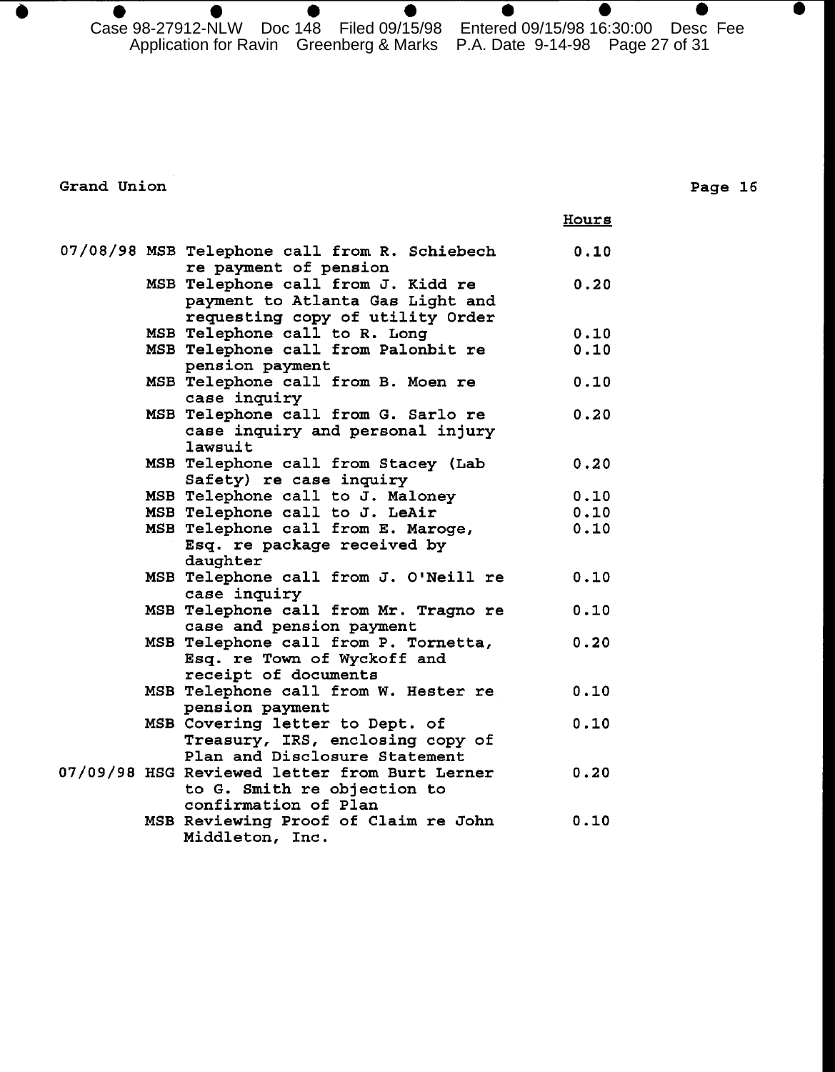Grand Union

| Date | Atty | Description | Hours |
|---|---|---|---|
| 07/08/98 | MSB | Telephone call from R. Schiebech re payment of pension | 0.10 |
| | MSB | Telephone call from J. Kidd re payment to Atlanta Gas Light and requesting copy of utility Order | 0.20 |
| | MSB | Telephone call to R. Long | 0.10 |
| | MSB | Telephone call from Palonbit re pension payment | 0.10 |
| | MSB | Telephone call from B. Moen re case inquiry | 0.10 |
| | MSB | Telephone call from G. Sarlo re case inquiry and personal injury lawsuit | 0.20 |
| | MSB | Telephone call from Stacey (Lab Safety) re case inquiry | 0.20 |
| | MSB | Telephone call to J. Maloney | 0.10 |
| | MSB | Telephone call to J. LeAir | 0.10 |
| | MSB | Telephone call from E. Maroge, Esq. re package received by daughter | 0.10 |
| | MSB | Telephone call from J. O'Neill re case inquiry | 0.10 |
| | MSB | Telephone call from Mr. Tragno re case and pension payment | 0.10 |
| | MSB | Telephone call from P. Tornetta, Esq. re Town of Wyckoff and receipt of documents | 0.20 |
| | MSB | Telephone call from W. Hester re pension payment | 0.10 |
| | MSB | Covering letter to Dept. of Treasury, IRS, enclosing copy of Plan and Disclosure Statement | 0.10 |
| 07/09/98 | HSG | Reviewed letter from Burt Lerner to G. Smith re objection to confirmation of Plan | 0.20 |
| | MSB | Reviewing Proof of Claim re John Middleton, Inc. | 0.10 |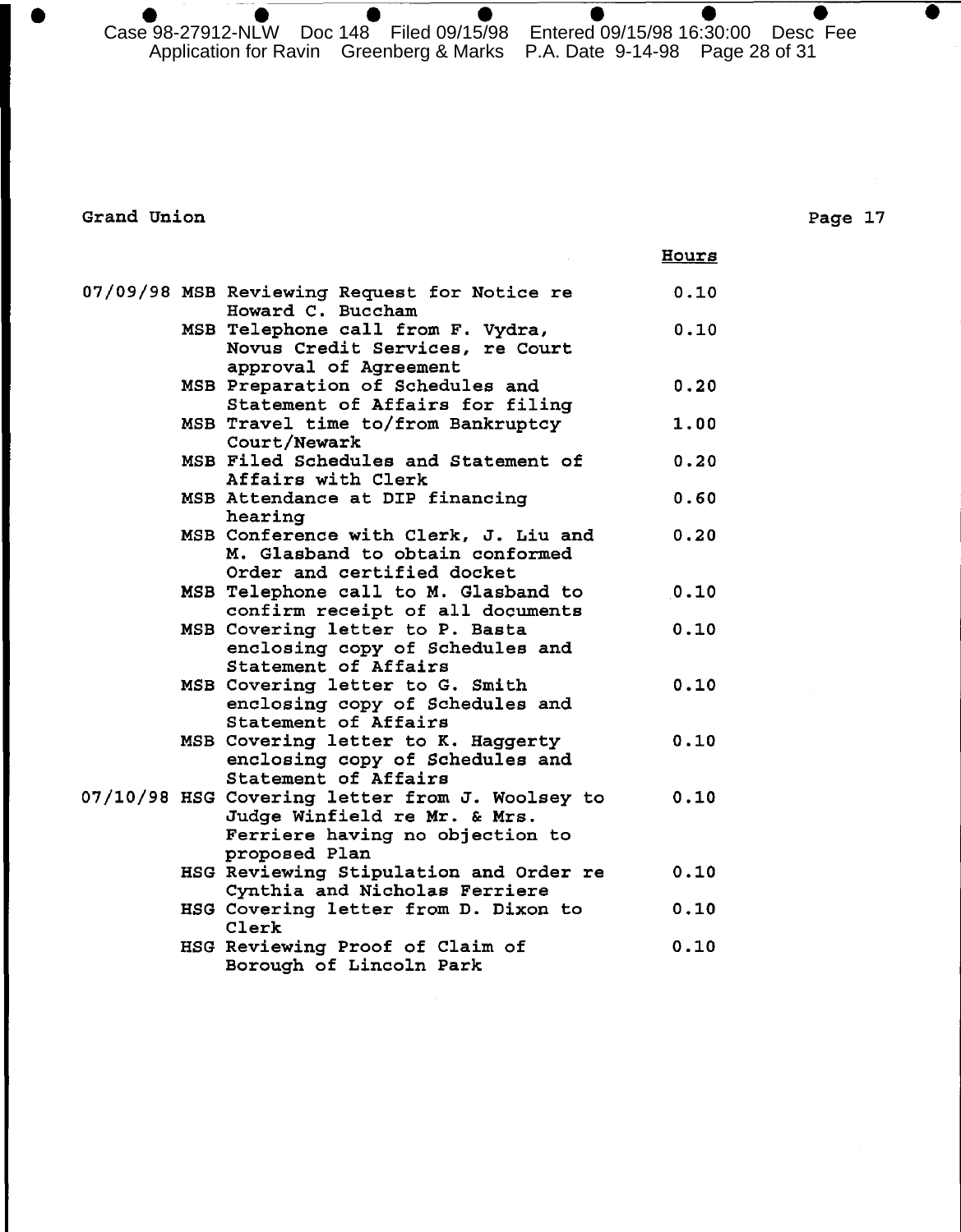Grand Union

Page 17

| | | | Hours |
|---|---|---|---|
| 07/09/98 | MSB | Reviewing Request for Notice re Howard C. Buccham | 0.10 |
| | MSB | Telephone call from F. Vydra, Novus Credit Services, re Court approval of Agreement | 0.10 |
| | MSB | Preparation of Schedules and Statement of Affairs for filing | 0.20 |
| | MSB | Travel time to/from Bankruptcy Court/Newark | 1.00 |
| | MSB | Filed Schedules and Statement of Affairs with Clerk | 0.20 |
| | MSB | Attendance at DIP financing hearing | 0.60 |
| | MSB | Conference with Clerk, J. Liu and M. Glasband to obtain conformed Order and certified docket | 0.20 |
| | MSB | Telephone call to M. Glasband to confirm receipt of all documents | 0.10 |
| | MSB | Covering letter to P. Basta enclosing copy of Schedules and Statement of Affairs | 0.10 |
| | MSB | Covering letter to G. Smith enclosing copy of Schedules and Statement of Affairs | 0.10 |
| | MSB | Covering letter to K. Haggerty enclosing copy of Schedules and Statement of Affairs | 0.10 |
| 07/10/98 | HSG | Covering letter from J. Woolsey to Judge Winfield re Mr. & Mrs. Ferriere having no objection to proposed Plan | 0.10 |
| | HSG | Reviewing Stipulation and Order re Cynthia and Nicholas Ferriere | 0.10 |
| | HSG | Covering letter from D. Dixon to Clerk | 0.10 |
| | HSG | Reviewing Proof of Claim of Borough of Lincoln Park | 0.10 |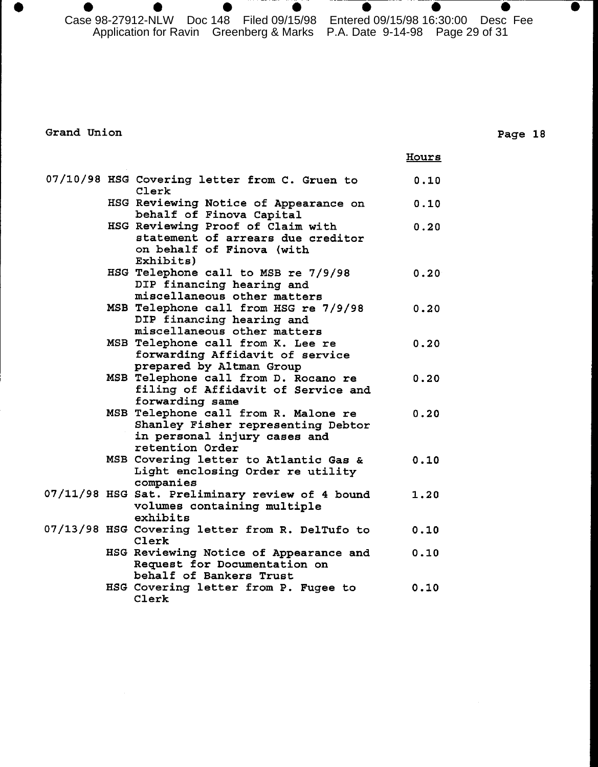Grand Union

Page 18

| Date | Initials | Description | Hours |
|---|---|---|---|
| 07/10/98 | HSG | Covering letter from C. Gruen to Clerk | 0.10 |
| | HSG | Reviewing Notice of Appearance on behalf of Finova Capital | 0.10 |
| | HSG | Reviewing Proof of Claim with statement of arrears due creditor on behalf of Finova (with Exhibits) | 0.20 |
| | HSG | Telephone call to MSB re 7/9/98 DIP financing hearing and miscellaneous other matters | 0.20 |
| | MSB | Telephone call from HSG re 7/9/98 DIP financing hearing and miscellaneous other matters | 0.20 |
| | MSB | Telephone call from K. Lee re forwarding Affidavit of service prepared by Altman Group | 0.20 |
| | MSB | Telephone call from D. Rocano re filing of Affidavit of Service and forwarding same | 0.20 |
| | MSB | Telephone call from R. Malone re Shanley Fisher representing Debtor in personal injury cases and retention Order | 0.20 |
| | MSB | Covering letter to Atlantic Gas & Light enclosing Order re utility companies | 0.10 |
| 07/11/98 | HSG | Sat. Preliminary review of 4 bound volumes containing multiple exhibits | 1.20 |
| 07/13/98 | HSG | Covering letter from R. DelTufo to Clerk | 0.10 |
| | HSG | Reviewing Notice of Appearance and Request for Documentation on behalf of Bankers Trust | 0.10 |
| | HSG | Covering letter from P. Fugee to Clerk | 0.10 |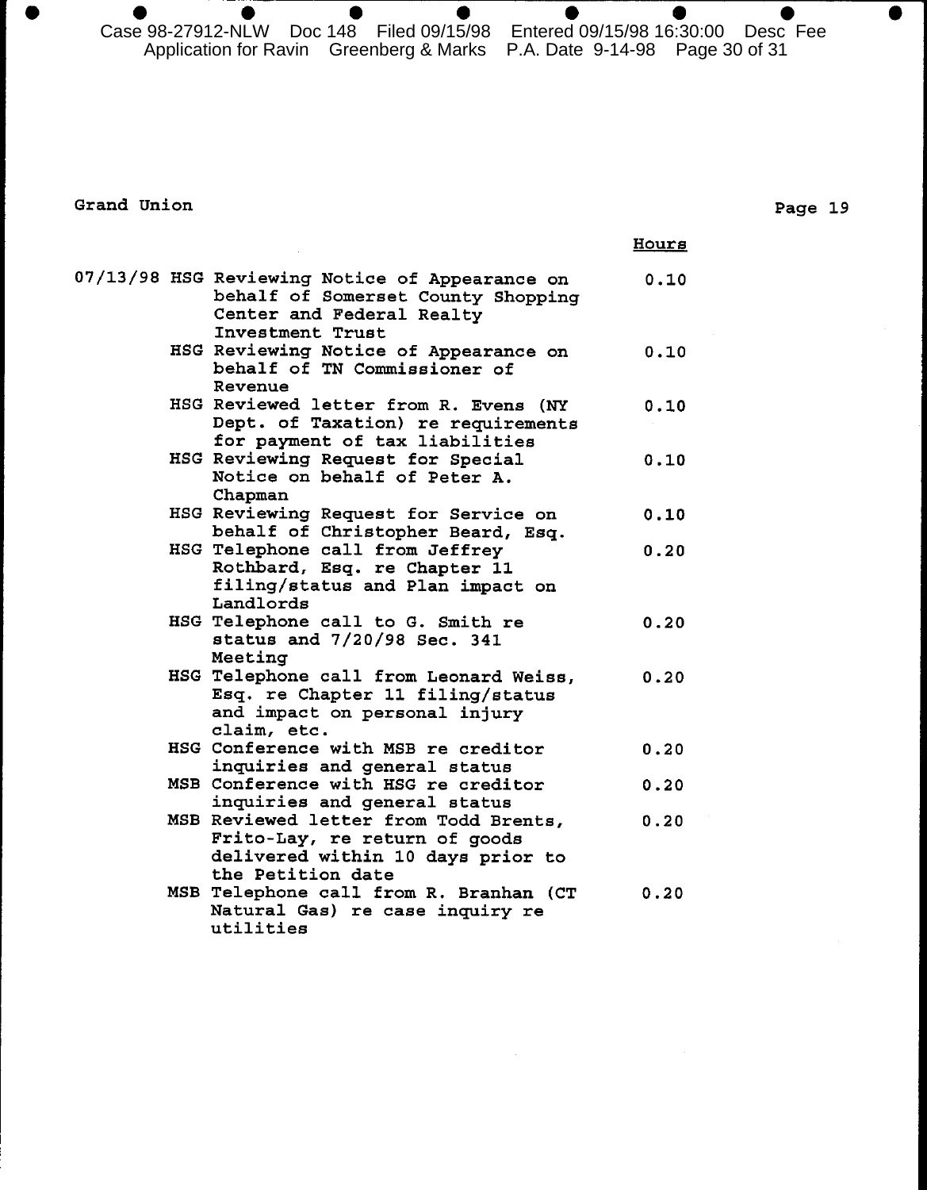Grand Union

| | | | Hours |
|---|---|---|---|
| 07/13/98 | HSG | Reviewing Notice of Appearance on behalf of Somerset County Shopping Center and Federal Realty Investment Trust | 0.10 |
| | HSG | Reviewing Notice of Appearance on behalf of TN Commissioner of Revenue | 0.10 |
| | HSG | Reviewed letter from R. Evens (NY Dept. of Taxation) re requirements for payment of tax liabilities | 0.10 |
| | HSG | Reviewing Request for Special Notice on behalf of Peter A. Chapman | 0.10 |
| | HSG | Reviewing Request for Service on behalf of Christopher Beard, Esq. | 0.10 |
| | HSG | Telephone call from Jeffrey Rothbard, Esq. re Chapter 11 filing/status and Plan impact on Landlords | 0.20 |
| | HSG | Telephone call to G. Smith re status and 7/20/98 Sec. 341 Meeting | 0.20 |
| | HSG | Telephone call from Leonard Weiss, Esq. re Chapter 11 filing/status and impact on personal injury claim, etc. | 0.20 |
| | HSG | Conference with MSB re creditor inquiries and general status | 0.20 |
| | MSB | Conference with HSG re creditor inquiries and general status | 0.20 |
| | MSB | Reviewed letter from Todd Brents, Frito-Lay, re return of goods delivered within 10 days prior to the Petition date | 0.20 |
| | MSB | Telephone call from R. Branhan (CT Natural Gas) re case inquiry re utilities | 0.20 |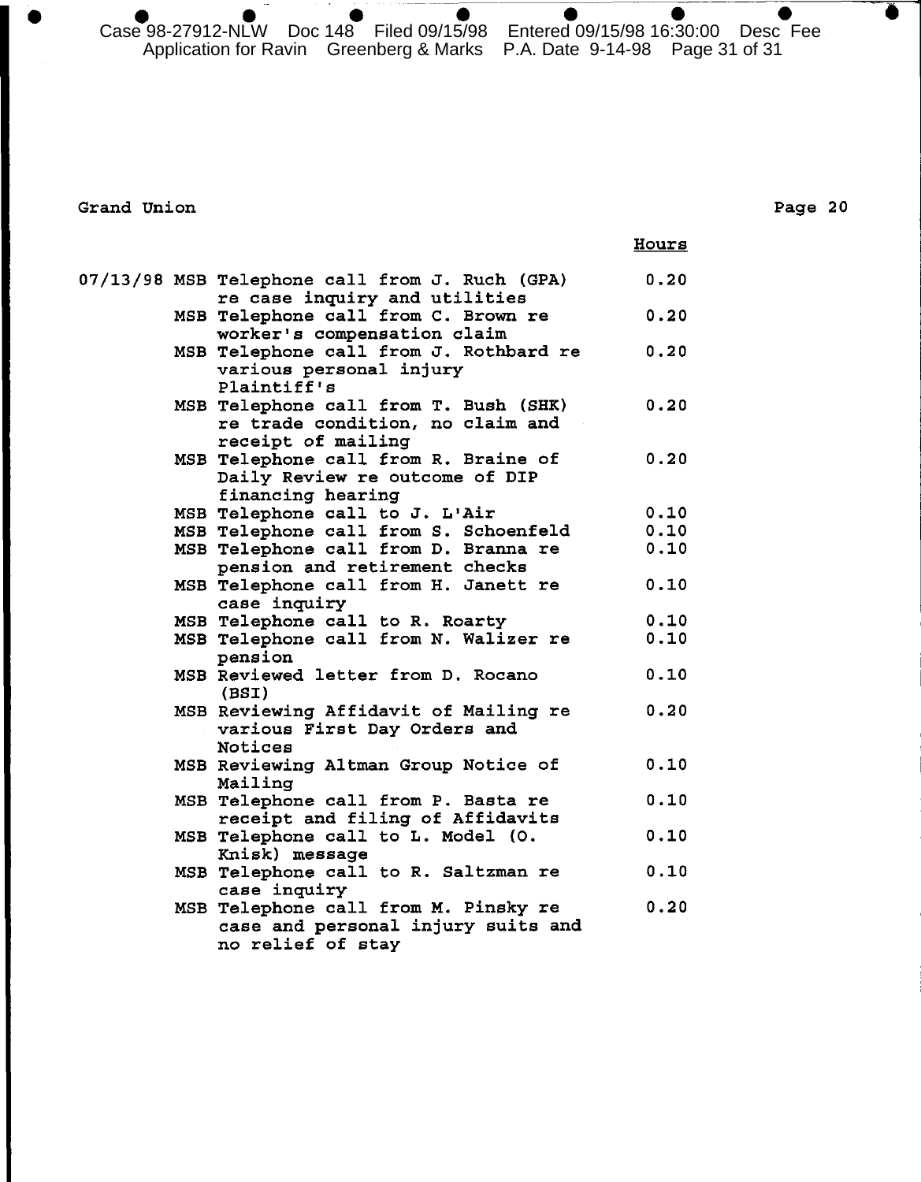Grand Union

| | | | Hours |
|---|---|---|---|
| 07/13/98 | MSB | Telephone call from J. Ruch (GPA) re case inquiry and utilities | 0.20 |
| | MSB | Telephone call from C. Brown re worker's compensation claim | 0.20 |
| | MSB | Telephone call from J. Rothbard re various personal injury Plaintiff's | 0.20 |
| | MSB | Telephone call from T. Bush (SHK) re trade condition, no claim and receipt of mailing | 0.20 |
| | MSB | Telephone call from R. Braine of Daily Review re outcome of DIP financing hearing | 0.20 |
| | MSB | Telephone call to J. L'Air | 0.10 |
| | MSB | Telephone call from S. Schoenfeld | 0.10 |
| | MSB | Telephone call from D. Branna re pension and retirement checks | 0.10 |
| | MSB | Telephone call from H. Janett re case inquiry | 0.10 |
| | MSB | Telephone call to R. Roarty | 0.10 |
| | MSB | Telephone call from N. Walizer re pension | 0.10 |
| | MSB | Reviewed letter from D. Rocano (BSI) | 0.10 |
| | MSB | Reviewing Affidavit of Mailing re various First Day Orders and Notices | 0.20 |
| | MSB | Reviewing Altman Group Notice of Mailing | 0.10 |
| | MSB | Telephone call from P. Basta re receipt and filing of Affidavits | 0.10 |
| | MSB | Telephone call to L. Model (O. Knisk) message | 0.10 |
| | MSB | Telephone call to R. Saltzman re case inquiry | 0.10 |
| | MSB | Telephone call from M. Pinsky re case and personal injury suits and no relief of stay | 0.20 |